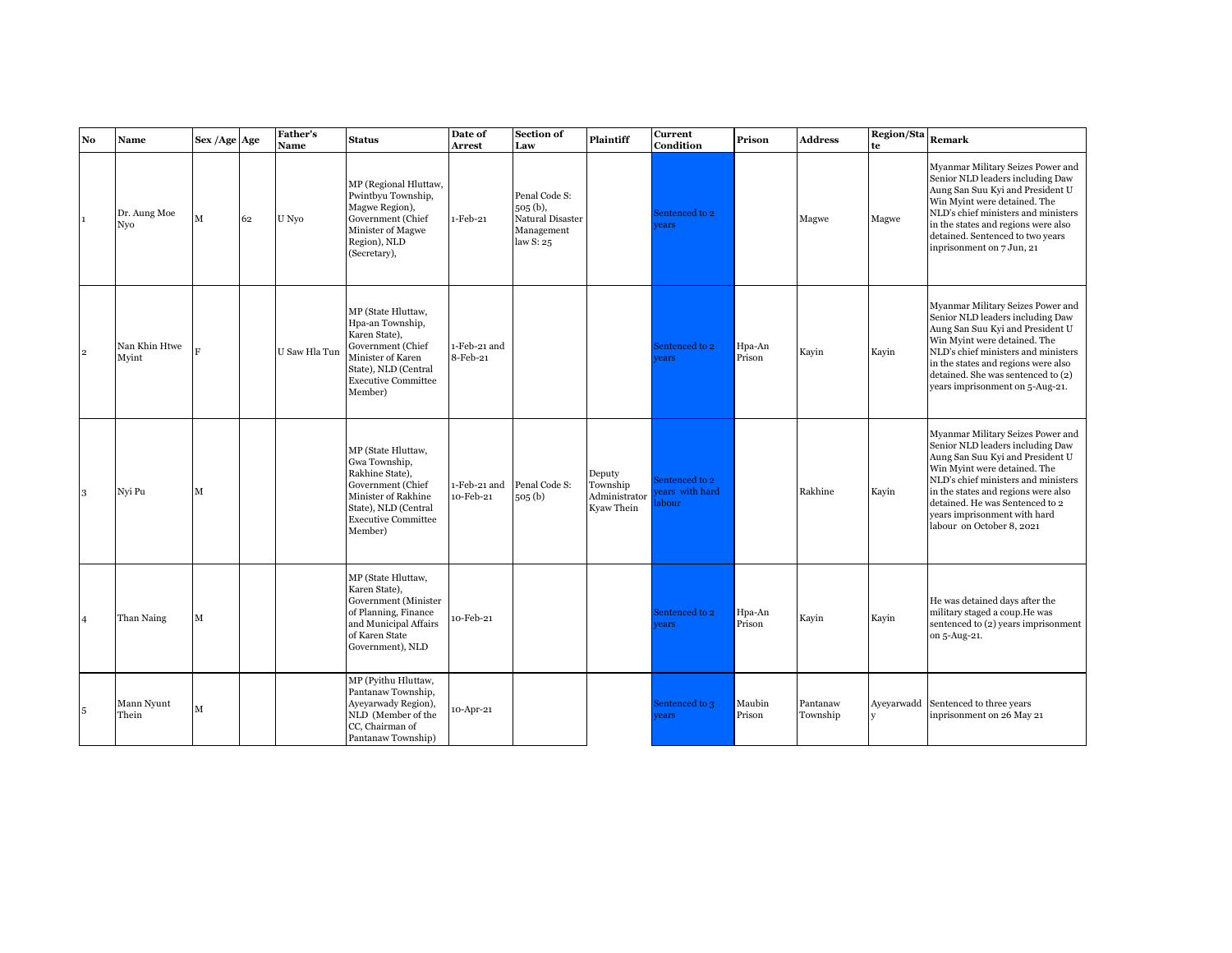| No | Name | Sex /Age | Age | Father's Name | Status | Date of Arrest | Section of Law | Plaintiff | Current Condition | Prison | Address | Region/State | Remark |
|---|---|---|---|---|---|---|---|---|---|---|---|---|---|
| 1 | Dr. Aung Moe Nyo | M | 62 | U Nyo | MP (Regional Hluttaw, Pwintbyu Township, Magwe Region), Government (Chief Minister of Magwe Region), NLD (Secretary), | 1-Feb-21 | Penal Code S: 505 (b), Natural Disaster Management law S: 25 | | Sentenced to 2 years | | Magwe | Magwe | Myanmar Military Seizes Power and Senior NLD leaders including Daw Aung San Suu Kyi and President U Win Myint were detained. The NLD's chief ministers and ministers in the states and regions were also detained. Sentenced to two years inprisonment on 7 Jun, 21 |
| 2 | Nan Khin Htwe Myint | F | | U Saw Hla Tun | MP (State Hluttaw, Hpa-an Township, Karen State), Government (Chief Minister of Karen State), NLD (Central Executive Committee Member) | 1-Feb-21 and 8-Feb-21 | | | Sentenced to 2 years | Hpa-An Prison | Kayin | Kayin | Myanmar Military Seizes Power and Senior NLD leaders including Daw Aung San Suu Kyi and President U Win Myint were detained. The NLD's chief ministers and ministers in the states and regions were also detained. She was sentenced to (2) years imprisonment on 5-Aug-21. |
| 3 | Nyi Pu | M | | | MP (State Hluttaw, Gwa Township, Rakhine State), Government (Chief Minister of Rakhine State), NLD (Central Executive Committee Member) | 1-Feb-21 and 10-Feb-21 | Penal Code S: 505 (b) | Deputy Township Administrator Kyaw Thein | Sentenced to 2 years with hard labour | | Rakhine | Kayin | Myanmar Military Seizes Power and Senior NLD leaders including Daw Aung San Suu Kyi and President U Win Myint were detained. The NLD's chief ministers and ministers in the states and regions were also detained. He was Sentenced to 2 years imprisonment with hard labour on October 8, 2021 |
| 4 | Than Naing | M | | | MP (State Hluttaw, Karen State), Government (Minister of Planning, Finance and Municipal Affairs of Karen State Government), NLD | 10-Feb-21 | | | Sentenced to 2 years | Hpa-An Prison | Kayin | Kayin | He was detained days after the military staged a coup.He was sentenced to (2) years imprisonment on 5-Aug-21. |
| 5 | Mann Nyunt Thein | M | | | MP (Pyithu Hluttaw, Pantanaw Township, Ayeyarwady Region), NLD (Member of the CC, Chairman of Pantanaw Township) | 10-Apr-21 | | | Sentenced to 3 years | Maubin Prison | Pantanaw Township | Ayeyarwaddy | Sentenced to three years inprisonment on 26 May 21 |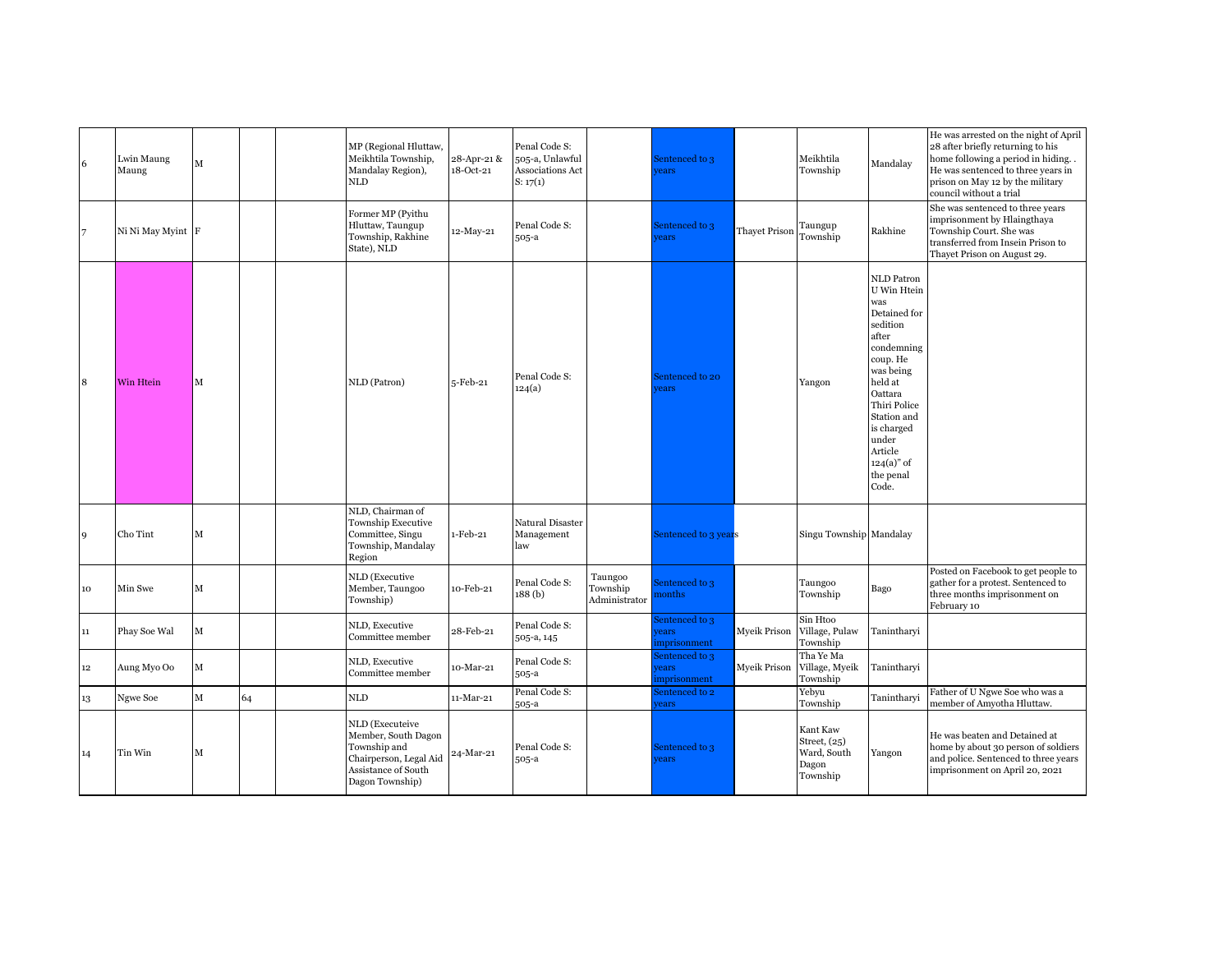| | | | | | | | | | | | | | |
|---|---|---|---|---|---|---|---|---|---|---|---|---|---|
| 6 | Lwin Maung Maung | M | | | MP (Regional Hluttaw, Meikhtila Township, Mandalay Region), NLD | 28-Apr-21 & 18-Oct-21 | Penal Code S: 505-a, Unlawful Associations Act S: 17(1) | | Sentenced to 3 years | | Meikhtila Township | Mandalay | He was arrested on the night of April 28 after briefly returning to his home following a period in hiding. . He was sentenced to three years in prison on May 12 by the military council without a trial |
| 7 | Ni Ni May Myint | F | | | Former MP (Pyithu Hluttaw, Taungup Township, Rakhine State), NLD | 12-May-21 | Penal Code S: 505-a | | Sentenced to 3 years | Thayet Prison | Taungup Township | Rakhine | She was sentenced to three years imprisonment by Hlaingthaya Township Court. She was transferred from Insein Prison to Thayet Prison on August 29. |
| 8 | Win Htein | M | | | NLD (Patron) | 5-Feb-21 | Penal Code S: 124(a) | | Sentenced to 20 years | | Yangon | NLD Patron U Win Htein was Detained for sedition after condemning coup. He was being held at Oattara Thiri Police Station and is charged under Article 124(a)" of the penal Code. | |
| 9 | Cho Tint | M | | | NLD, Chairman of Township Executive Committee, Singu Township, Mandalay Region | 1-Feb-21 | Natural Disaster Management law | | Sentenced to 3 years | | Singu Township | Mandalay | |
| 10 | Min Swe | M | | | NLD (Executive Member, Taungoo Township) | 10-Feb-21 | Penal Code S: 188 (b) | Taungoo Township Administrator | Sentenced to 3 months | | Taungoo Township | Bago | Posted on Facebook to get people to gather for a protest. Sentenced to three months imprisonment on February 10 |
| 11 | Phay Soe Wal | M | | | NLD, Executive Committee member | 28-Feb-21 | Penal Code S: 505-a, 145 | | Sentenced to 3 years imprisonment | Myeik Prison | Sin Htoo Village, Pulaw Township | Tanintharyi | |
| 12 | Aung Myo Oo | M | | | NLD, Executive Committee member | 10-Mar-21 | Penal Code S: 505-a | | Sentenced to 3 years imprisonment | Myeik Prison | Tha Ye Ma Village, Myeik Township | Tanintharyi | |
| 13 | Ngwe Soe | M | 64 | | NLD | 11-Mar-21 | Penal Code S: 505-a | | Sentenced to 2 years | | Yebyu Township | Tanintharyi | Father of U Ngwe Soe who was a member of Amyotha Hluttaw. |
| 14 | Tin Win | M | | | NLD (Executeive Member, South Dagon Township and Chairperson, Legal Aid Assistance of South Dagon Township) | 24-Mar-21 | Penal Code S: 505-a | | Sentenced to 3 years | | Kant Kaw Street, (25) Ward, South Dagon Township | Yangon | He was beaten and Detained at home by about 30 person of soldiers and police. Sentenced to three years imprisonment on April 20, 2021 |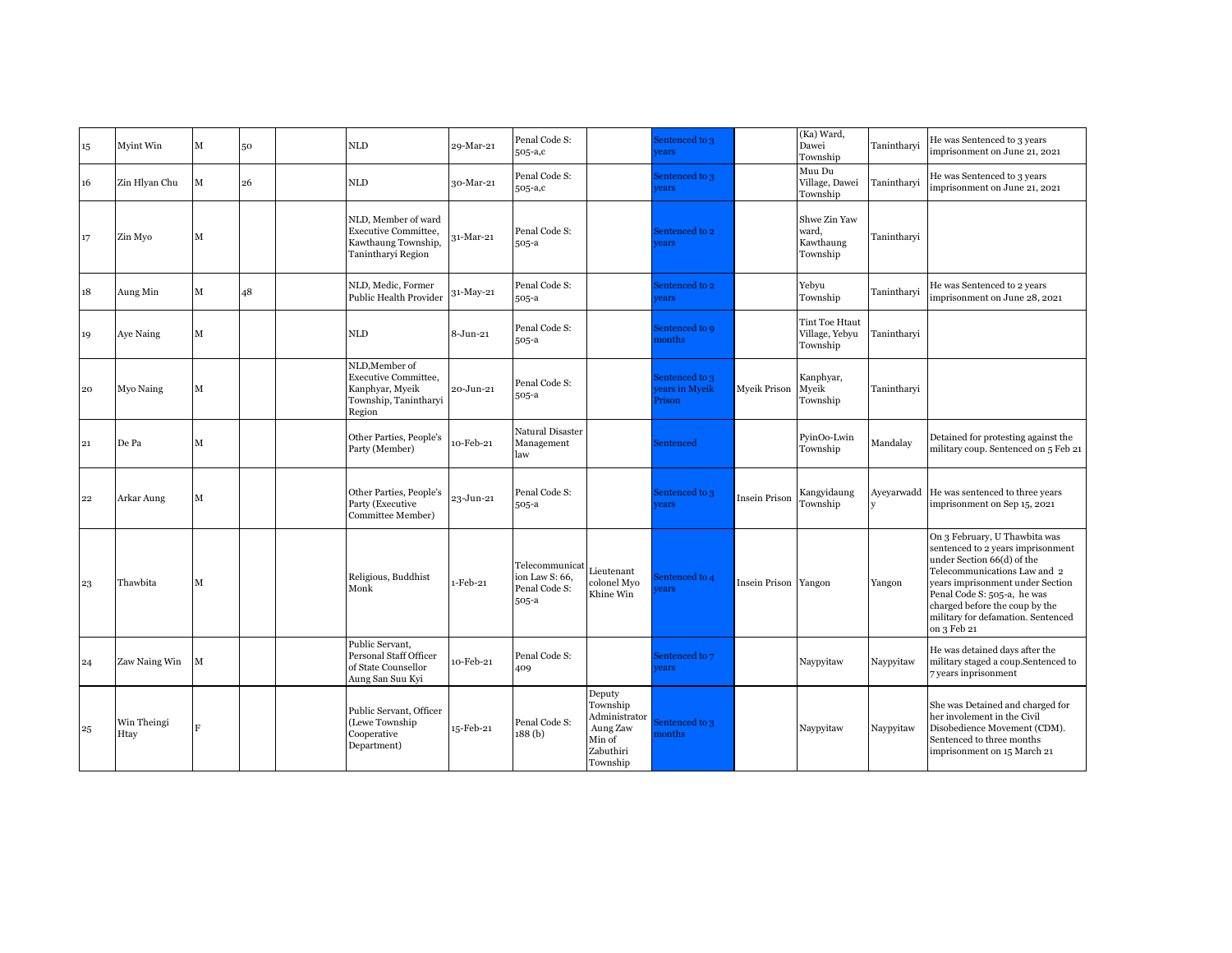| | | | | | | | | | | | | | |
|---|---|---|---|---|---|---|---|---|---|---|---|---|---|
| 15 | Myint Win | M | 50 | | NLD | 29-Mar-21 | Penal Code S: 505-a,c | | Sentenced to 3 years | | (Ka) Ward, Dawei Township | Tanintharyi | He was Sentenced to 3 years imprisonment on June 21, 2021 |
| 16 | Zin Hlyan Chu | M | 26 | | NLD | 30-Mar-21 | Penal Code S: 505-a,c | | Sentenced to 3 years | | Muu Du Village, Dawei Township | Tanintharyi | He was Sentenced to 3 years imprisonment on June 21, 2021 |
| 17 | Zin Myo | M | | | NLD, Member of ward Executive Committee, Kawthaung Township, Tanintharyi Region | 31-Mar-21 | Penal Code S: 505-a | | Sentenced to 2 years | | Shwe Zin Yaw ward, Kawthaung Township | Tanintharyi | |
| 18 | Aung Min | M | 48 | | NLD, Medic, Former Public Health Provider | 31-May-21 | Penal Code S: 505-a | | Sentenced to 2 years | | Yebyu Township | Tanintharyi | He was Sentenced to 2 years imprisonment on June 28, 2021 |
| 19 | Aye Naing | M | | | NLD | 8-Jun-21 | Penal Code S: 505-a | | Sentenced to 9 months | | Tint Toe Htaut Village, Yebyu Township | Tanintharyi | |
| 20 | Myo Naing | M | | | NLD,Member of Executive Committee, Kanphyar, Myeik Township, Tanintharyi Region | 20-Jun-21 | Penal Code S: 505-a | | Sentenced to 3 years in Myeik Prison | Myeik Prison | Kanphyar, Myeik Township | Tanintharyi | |
| 21 | De Pa | M | | | Other Parties, People's Party (Member) | 10-Feb-21 | Natural Disaster Management law | | Sentenced | | PyinOo-Lwin Township | Mandalay | Detained for protesting against the military coup. Sentenced on 5 Feb 21 |
| 22 | Arkar Aung | M | | | Other Parties, People's Party (Executive Committee Member) | 23-Jun-21 | Penal Code S: 505-a | | Sentenced to 3 years | Insein Prison | Kangyidaung Township | Ayeyarwaddy | He was sentenced to three years imprisonment on Sep 15, 2021 |
| 23 | Thawbita | M | | | Religious, Buddhist Monk | 1-Feb-21 | Telecommunication Law S: 66, Penal Code S: 505-a | Lieutenant colonel Myo Khine Win | Sentenced to 4 years | Insein Prison | Yangon | Yangon | On 3 February, U Thawbita was sentenced to 2 years imprisonment under Section 66(d) of the Telecommunications Law and 2 years imprisonment under Section Penal Code S: 505-a, he was charged before the coup by the military for defamation. Sentenced on 3 Feb 21 |
| 24 | Zaw Naing Win | M | | | Public Servant, Personal Staff Officer of State Counsellor Aung San Suu Kyi | 10-Feb-21 | Penal Code S: 409 | | Sentenced to 7 years | | Naypyitaw | Naypyitaw | He was detained days after the military staged a coup.Sentenced to 7 years inprisonment |
| 25 | Win Theingi Htay | F | | | Public Servant, Officer (Lewe Township Cooperative Department) | 15-Feb-21 | Penal Code S: 188 (b) | Deputy Township Administrator Aung Zaw Min of Zabuthiri Township | Sentenced to 3 months | | Naypyitaw | Naypyitaw | She was Detained and charged for her invelement in the Civil Disobedience Movement (CDM). Sentenced to three months imprisonment on 15 March 21 |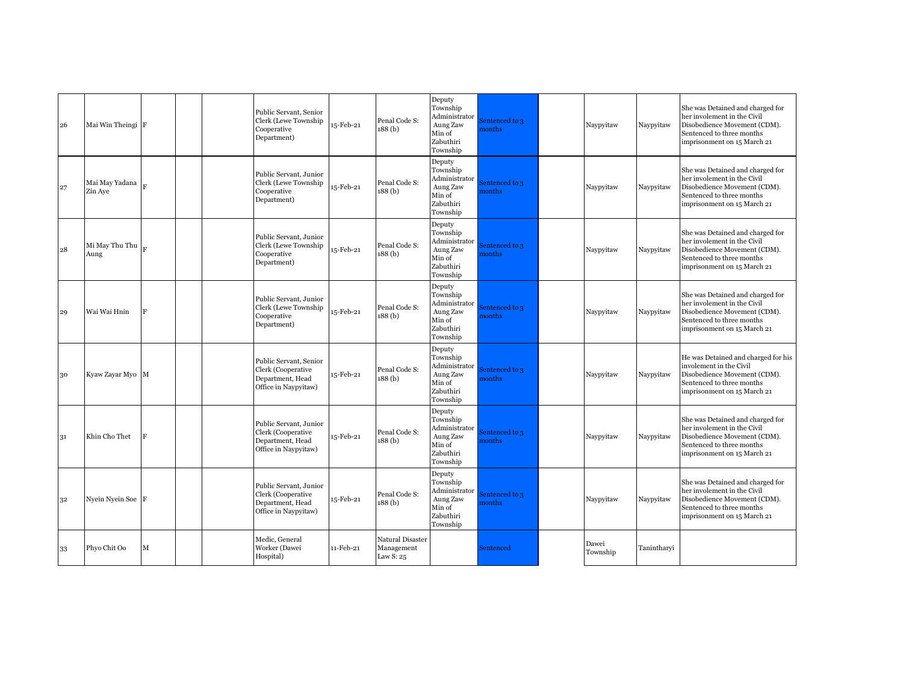| | | | | | | | | | | | | | |
|---|---|---|---|---|---|---|---|---|---|---|---|---|---|
| 26 | Mai Win Theingi | F | | | Public Servant, Senior Clerk (Lewe Township Cooperative Department) | 15-Feb-21 | Penal Code S: 188 (b) | Deputy Township Administrator Aung Zaw Min of Zabuthiri Township | Sentenced to 3 months | | Naypyitaw | Naypyitaw | She was Detained and charged for her involement in the Civil Disobedience Movement (CDM). Sentenced to three months imprisonment on 15 March 21 |
| 27 | Mai May Yadana Zin Aye | F | | | Public Servant, Junior Clerk (Lewe Township Cooperative Department) | 15-Feb-21 | Penal Code S: 188 (b) | Deputy Township Administrator Aung Zaw Min of Zabuthiri Township | Sentenced to 3 months | | Naypyitaw | Naypyitaw | She was Detained and charged for her involement in the Civil Disobedience Movement (CDM). Sentenced to three months imprisonment on 15 March 21 |
| 28 | Mi May Thu Thu Aung | F | | | Public Servant, Junior Clerk (Lewe Township Cooperative Department) | 15-Feb-21 | Penal Code S: 188 (b) | Deputy Township Administrator Aung Zaw Min of Zabuthiri Township | Sentenced to 3 months | | Naypyitaw | Naypyitaw | She was Detained and charged for her involement in the Civil Disobedience Movement (CDM). Sentenced to three months imprisonment on 15 March 21 |
| 29 | Wai Wai Hnin | F | | | Public Servant, Junior Clerk (Lewe Township Cooperative Department) | 15-Feb-21 | Penal Code S: 188 (b) | Deputy Township Administrator Aung Zaw Min of Zabuthiri Township | Sentenced to 3 months | | Naypyitaw | Naypyitaw | She was Detained and charged for her involement in the Civil Disobedience Movement (CDM). Sentenced to three months imprisonment on 15 March 21 |
| 30 | Kyaw Zayar Myo | M | | | Public Servant, Senior Clerk (Cooperative Department, Head Office in Naypyitaw) | 15-Feb-21 | Penal Code S: 188 (b) | Deputy Township Administrator Aung Zaw Min of Zabuthiri Township | Sentenced to 3 months | | Naypyitaw | Naypyitaw | He was Detained and charged for his involement in the Civil Disobedience Movement (CDM). Sentenced to three months imprisonment on 15 March 21 |
| 31 | Khin Cho Thet | F | | | Public Servant, Junior Clerk (Cooperative Department, Head Office in Naypyitaw) | 15-Feb-21 | Penal Code S: 188 (b) | Deputy Township Administrator Aung Zaw Min of Zabuthiri Township | Sentenced to 3 months | | Naypyitaw | Naypyitaw | She was Detained and charged for her involement in the Civil Disobedience Movement (CDM). Sentenced to three months imprisonment on 15 March 21 |
| 32 | Nyein Nyein Soe | F | | | Public Servant, Junior Clerk (Cooperative Department, Head Office in Naypyitaw) | 15-Feb-21 | Penal Code S: 188 (b) | Deputy Township Administrator Aung Zaw Min of Zabuthiri Township | Sentenced to 3 months | | Naypyitaw | Naypyitaw | She was Detained and charged for her involement in the Civil Disobedience Movement (CDM). Sentenced to three months imprisonment on 15 March 21 |
| 33 | Phyo Chit Oo | M | | | Medic, General Worker (Dawei Hospital) | 11-Feb-21 | Natural Disaster Management Law S: 25 | | Sentenced | | Dawei Township | Tanintharyi | |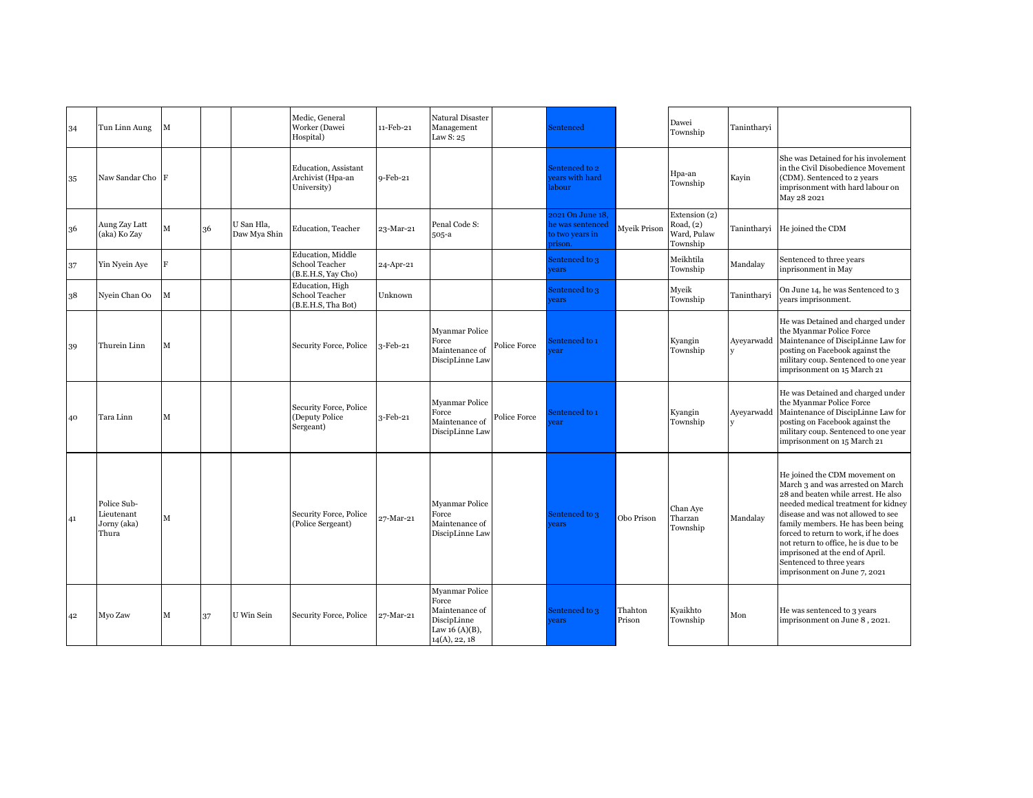| | | | | | | | | | | | | | |
|---|---|---|---|---|---|---|---|---|---|---|---|---|---|
| 34 | Tun Linn Aung | M | | | Medic, General Worker (Dawei Hospital) | 11-Feb-21 | Natural Disaster Management Law S: 25 | | Sentenced | | Dawei Township | Tanintharyi | |
| 35 | Naw Sandar Cho | F | | | Education, Assistant Archivist (Hpa-an University) | 9-Feb-21 | | | Sentenced to 2 years with hard labour | | Hpa-an Township | Kayin | She was Detained for his involement in the Civil Disobedience Movement (CDM). Sentenced to 2 years imprisonment with hard labour on May 28 2021 |
| 36 | Aung Zay Latt (aka) Ko Zay | M | 36 | U San Hla, Daw Mya Shin | Education, Teacher | 23-Mar-21 | Penal Code S: 505-a | | 2021 On June 18, he was sentenced to two years in prison. | Myeik Prison | Extension (2) Road, (2) Ward, Pulaw Township | Tanintharyi | He joined the CDM |
| 37 | Yin Nyein Aye | F | | | Education, Middle School Teacher (B.E.H.S, Yay Cho) | 24-Apr-21 | | | Sentenced to 3 years | | Meikhtila Township | Mandalay | Sentenced to three years inprisonment in May |
| 38 | Nyein Chan Oo | M | | | Education, High School Teacher (B.E.H.S, Tha Bot) | Unknown | | | Sentenced to 3 years | | Myeik Township | Tanintharyi | On June 14, he was Sentenced to 3 years imprisonment. |
| 39 | Thurein Linn | M | | | Security Force, Police | 3-Feb-21 | Myanmar Police Force Maintenance of DiscipLinne Law | Police Force | Sentenced to 1 year | | Kyangin Township | Ayeyarwaddy | He was Detained and charged under the Myanmar Police Force Maintenance of DiscipLinne Law for posting on Facebook against the military coup. Sentenced to one year imprisonment on 15 March 21 |
| 40 | Tara Linn | M | | | Security Force, Police (Deputy Police Sergeant) | 3-Feb-21 | Myanmar Police Force Maintenance of DiscipLinne Law | Police Force | Sentenced to 1 year | | Kyangin Township | Ayeyarwaddy | He was Detained and charged under the Myanmar Police Force Maintenance of DiscipLinne Law for posting on Facebook against the military coup. Sentenced to one year imprisonment on 15 March 21 |
| 41 | Police Sub-Lieutenant Jorny (aka) Thura | M | | | Security Force, Police (Police Sergeant) | 27-Mar-21 | Myanmar Police Force Maintenance of DiscipLinne Law | | Sentenced to 3 years | Obo Prison | Chan Aye Tharzan Township | Mandalay | He joined the CDM movement on March 3 and was arrested on March 28 and beaten while arrest. He also needed medical treatment for kidney disease and was not allowed to see family members. He has been being forced to return to work, if he does not return to office, he is due to be imprisoned at the end of April. Sentenced to three years imprisonment on June 7, 2021 |
| 42 | Myo Zaw | M | 37 | U Win Sein | Security Force, Police | 27-Mar-21 | Myanmar Police Force Maintenance of DiscipLinne Law 16 (A)(B), 14(A), 22, 18 | | Sentenced to 3 years | Thahton Prison | Kyaikhto Township | Mon | He was sentenced to 3 years imprisonment on June 8 , 2021. |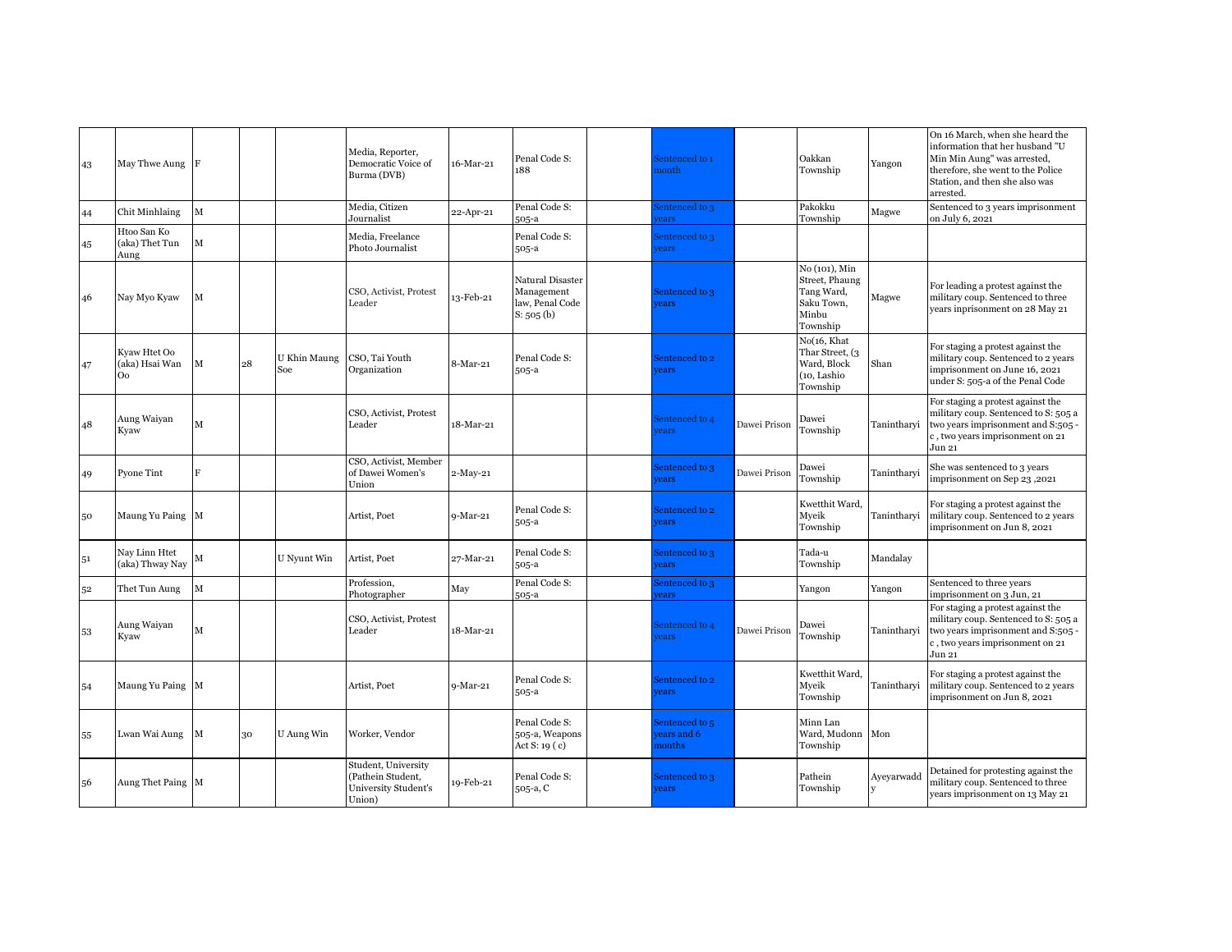| | | | | | | | | | | | | | |
|---|---|---|---|---|---|---|---|---|---|---|---|---|---|
| 43 | May Thwe Aung | F | | | Media, Reporter, Democratic Voice of Burma (DVB) | 16-Mar-21 | Penal Code S: 188 | | Sentenced to 1 month | | Oakkan Township | Yangon | On 16 March, when she heard the information that her husband "U Min Min Aung" was arrested, therefore, she went to the Police Station, and then she also was arrested. |
| 44 | Chit Minhlaing | M | | | Media, Citizen Journalist | 22-Apr-21 | Penal Code S: 505-a | | Sentenced to 3 years | | Pakokku Township | Magwe | Sentenced to 3 years imprisonment on July 6, 2021 |
| 45 | Htoo San Ko (aka) Thet Tun Aung | M | | | Media, Freelance Photo Journalist | | Penal Code S: 505-a | | Sentenced to 3 years | | | | |
| 46 | Nay Myo Kyaw | M | | | CSO, Activist, Protest Leader | 13-Feb-21 | Natural Disaster Management law, Penal Code S: 505 (b) | | Sentenced to 3 years | | No (101), Min Street, Phaung Tang Ward, Saku Town, Minbu Township | Magwe | For leading a protest against the military coup. Sentenced to three years inprisonment on 28 May 21 |
| 47 | Kyaw Htet Oo (aka) Hsai Wan Oo | M | 28 | U Khin Maung Soe | CSO, Tai Youth Organization | 8-Mar-21 | Penal Code S: 505-a | | Sentenced to 2 years | | No(16, Khat Thar Street, (3 Ward, Block (10, Lashio Township | Shan | For staging a protest against the military coup. Sentenced to 2 years imprisonment on June 16, 2021 under S: 505-a of the Penal Code |
| 48 | Aung Waiyan Kyaw | M | | | CSO, Activist, Protest Leader | 18-Mar-21 | | | Sentenced to 4 years | Dawei Prison | Dawei Township | Tanintharyi | For staging a protest against the military coup. Sentenced to S: 505 a two years imprisonment and S:505 -c , two years imprisonment on 21 Jun 21 |
| 49 | Pyone Tint | F | | | CSO, Activist, Member of Dawei Women's Union | 2-May-21 | | | Sentenced to 3 years | Dawei Prison | Dawei Township | Tanintharyi | She was sentenced to 3 years imprisonment on Sep 23 ,2021 |
| 50 | Maung Yu Paing | M | | | Artist, Poet | 9-Mar-21 | Penal Code S: 505-a | | Sentenced to 2 years | | Kwetthit Ward, Myeik Township | Tanintharyi | For staging a protest against the military coup. Sentenced to 2 years imprisonment on Jun 8, 2021 |
| 51 | Nay Linn Htet (aka) Thway Nay | M | | U Nyunt Win | Artist, Poet | 27-Mar-21 | Penal Code S: 505-a | | Sentenced to 3 years | | Tada-u Township | Mandalay | |
| 52 | Thet Tun Aung | M | | | Profession, Photographer | May | Penal Code S: 505-a | | Sentenced to 3 years | | Yangon | Yangon | Sentenced to three years imprisonment on 3 Jun, 21 |
| 53 | Aung Waiyan Kyaw | M | | | CSO, Activist, Protest Leader | 18-Mar-21 | | | Sentenced to 4 years | Dawei Prison | Dawei Township | Tanintharyi | For staging a protest against the military coup. Sentenced to S: 505 a two years imprisonment and S:505 -c , two years imprisonment on 21 Jun 21 |
| 54 | Maung Yu Paing | M | | | Artist, Poet | 9-Mar-21 | Penal Code S: 505-a | | Sentenced to 2 years | | Kwetthit Ward, Myeik Township | Tanintharyi | For staging a protest against the military coup. Sentenced to 2 years imprisonment on Jun 8, 2021 |
| 55 | Lwan Wai Aung | M | 30 | U Aung Win | Worker, Vendor | | Penal Code S: 505-a, Weapons Act S: 19 ( c) | | Sentenced to 5 years and 6 months | | Minn Lan Ward, Mudonn Township | Mon | |
| 56 | Aung Thet Paing | M | | | Student, University (Pathein Student, University Student's Union) | 19-Feb-21 | Penal Code S: 505-a, C | | Sentenced to 3 years | | Pathein Township | Ayeyarwaddy | Detained for protesting against the military coup. Sentenced to three years imprisonment on 13 May 21 |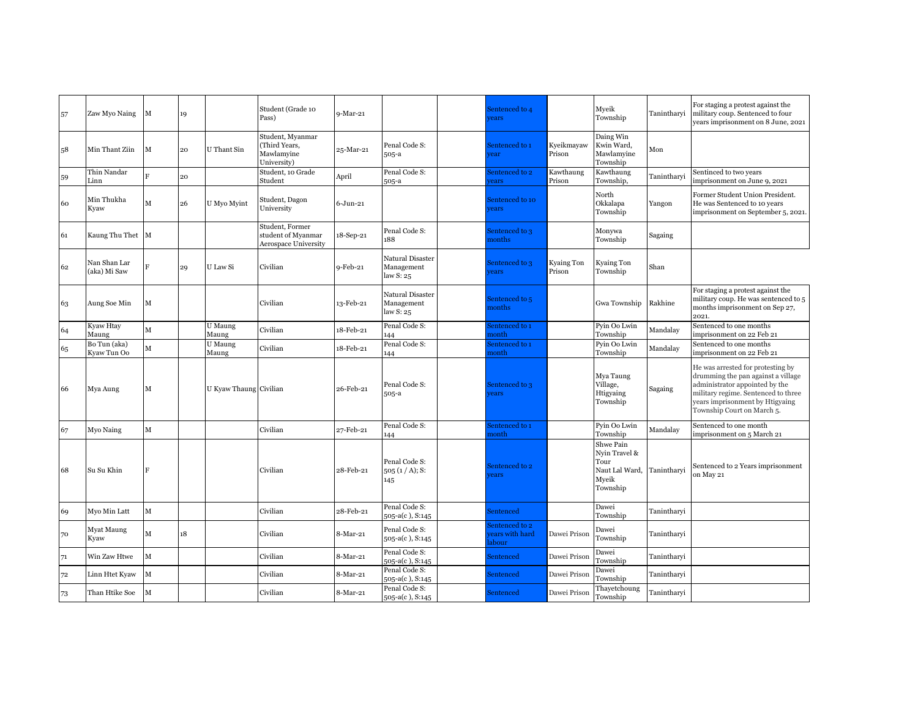| 57 | Zaw Myo Naing | M | 19 | | Student (Grade 10 Pass) | 9-Mar-21 | | | Sentenced to 4 years | | Myeik Township | Tanintharyi | For staging a protest against the military coup. Sentenced to four years imprisonment on 8 June, 2021 |
|---|---|---|---|---|---|---|---|---|---|---|---|---|---|
| 58 | Min Thant Ziin | M | 20 | U Thant Sin | Student, Myanmar (Third Years, Mawlamyine University) | 25-Mar-21 | Penal Code S: 505-a | | Sentenced to 1 year | Kyeikmayaw Prison | Daing Win Kwin Ward, Mawlamyine Township | Mon | |
| 59 | Thin Nandar Linn | F | 20 | | Student, 10 Grade Student | April | Penal Code S: 505-a | | Sentenced to 2 years | Kawthaung Prison | Kawthaung Township, | Tanintharyi | Sentinced to two years imprisonment on June 9, 2021 |
| 60 | Min Thukha Kyaw | M | 26 | U Myo Myint | Student, Dagon University | 6-Jun-21 | | | Sentenced to 10 years | | North Okkalapa Township | Yangon | Former Student Union President. He was Sentenced to 10 years imprisonment on September 5, 2021. |
| 61 | Kaung Thu Thet | M | | | Student, Former student of Myanmar Aerospace University | 18-Sep-21 | Penal Code S: 188 | | Sentenced to 3 months | | Monywa Township | Sagaing | |
| 62 | Nan Shan Lar (aka) Mi Saw | F | 29 | U Law Si | Civilian | 9-Feb-21 | Natural Disaster Management law S: 25 | | Sentenced to 3 years | Kyaing Ton Prison | Kyaing Ton Township | Shan | |
| 63 | Aung Soe Min | M | | | Civilian | 13-Feb-21 | Natural Disaster Management law S: 25 | | Sentenced to 5 months | | Gwa Township | Rakhine | For staging a protest against the military coup. He was sentenced to 5 months imprisonment on Sep 27, 2021. |
| 64 | Kyaw Htay Maung | M | | U Maung Maung | Civilian | 18-Feb-21 | Penal Code S: 144 | | Sentenced to 1 month | | Pyin Oo Lwin Township | Mandalay | Sentenced to one months imprisonment on 22 Feb 21 |
| 65 | Bo Tun (aka) Kyaw Tun Oo | M | | U Maung Maung | Civilian | 18-Feb-21 | Penal Code S: 144 | | Sentenced to 1 month | | Pyin Oo Lwin Township | Mandalay | Sentenced to one months imprisonment on 22 Feb 21 |
| 66 | Mya Aung | M | | U Kyaw Thaung | Civilian | 26-Feb-21 | Penal Code S: 505-a | | Sentenced to 3 years | | Mya Taung Village, Htigyaing Township | Sagaing | He was arrested for protesting by drumming the pan against a village administrator appointed by the military regime. Sentenced to three years imprisonment by Htigyaing Township Court on March 5. |
| 67 | Myo Naing | M | | | Civilian | 27-Feb-21 | Penal Code S: 144 | | Sentenced to 1 month | | Pyin Oo Lwin Township | Mandalay | Sentenced to one month imprisonment on 5 March 21 |
| 68 | Su Su Khin | F | | | Civilian | 28-Feb-21 | Penal Code S: 505 (1 / A); S: 145 | | Sentenced to 2 years | | Shwe Pain Nyin Travel & Tour Naut Lal Ward, Myeik Township | Tanintharyi | Sentenced to 2 Years imprisonment on May 21 |
| 69 | Myo Min Latt | M | | | Civilian | 28-Feb-21 | Penal Code S: 505-a(c ), S:145 | | Sentenced | | Dawei Township | Tanintharyi | |
| 70 | Myat Maung Kyaw | M | 18 | | Civilian | 8-Mar-21 | Penal Code S: 505-a(c ), S:145 | | Sentenced to 2 years with hard labour | Dawei Prison | Dawei Township | Tanintharyi | |
| 71 | Win Zaw Htwe | M | | | Civilian | 8-Mar-21 | Penal Code S: 505-a(c ), S:145 | | Sentenced | Dawei Prison | Dawei Township | Tanintharyi | |
| 72 | Linn Htet Kyaw | M | | | Civilian | 8-Mar-21 | Penal Code S: 505-a(c ), S:145 | | Sentenced | Dawei Prison | Dawei Township | Tanintharyi | |
| 73 | Than Htike Soe | M | | | Civilian | 8-Mar-21 | Penal Code S: 505-a(c ), S:145 | | Sentenced | Dawei Prison | Thayetchoung Township | Tanintharyi | |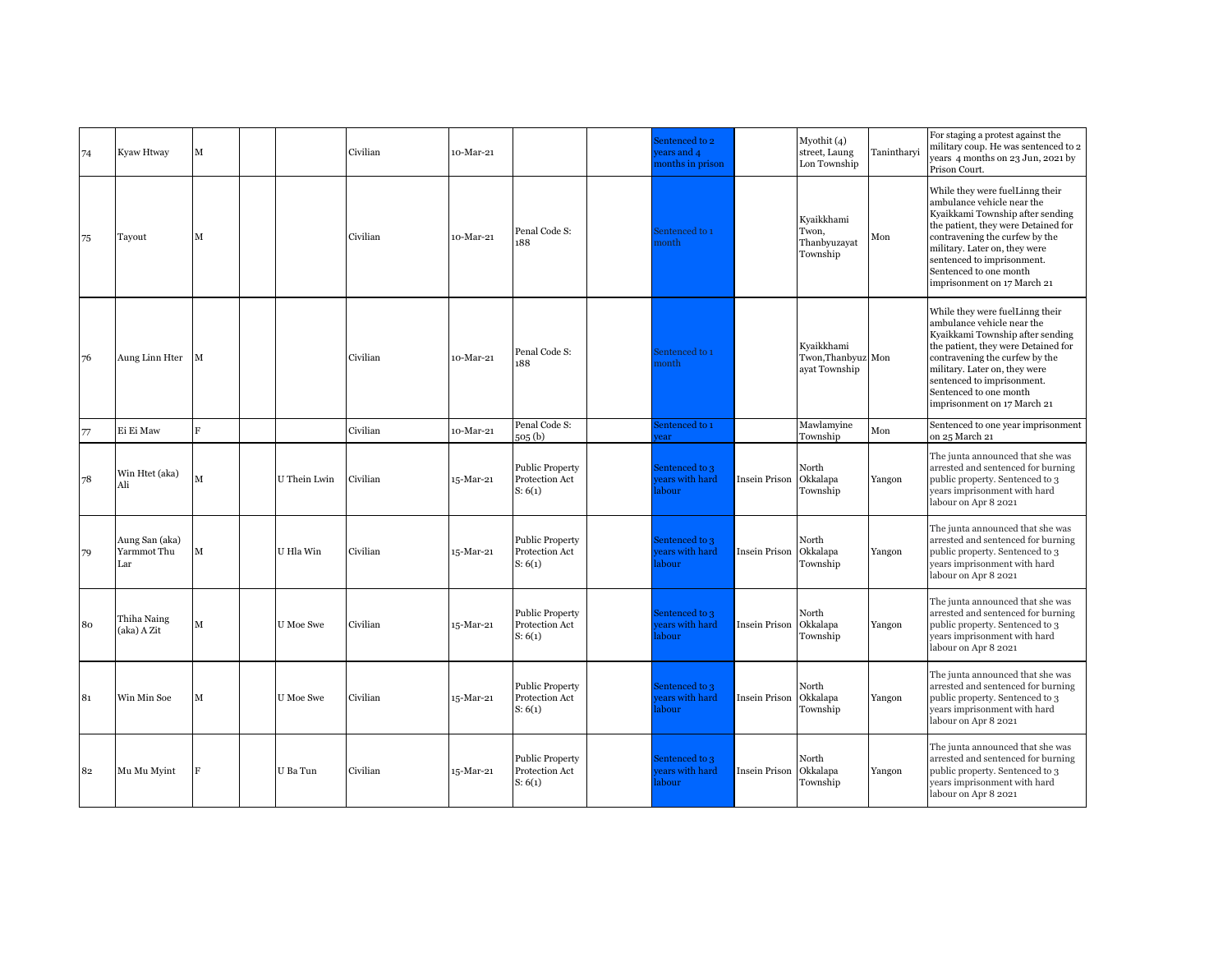| | | | | | | | | | | | | | |
|---|---|---|---|---|---|---|---|---|---|---|---|---|---|
| 74 | Kyaw Htway | M | | | Civilian | 10-Mar-21 | | | Sentenced to 2 years and 4 months in prison | | Myothit (4) street, Laung Lon Township | Tanintharyi | For staging a protest against the military coup. He was sentenced to 2 years 4 months on 23 Jun, 2021 by Prison Court. |
| 75 | Tayout | M | | | Civilian | 10-Mar-21 | Penal Code S: 188 | | Sentenced to 1 month | | Kyaikkhami Twon, Thanbyuzayat Township | Mon | While they were fuelLinng their ambulance vehicle near the Kyaikkami Township after sending the patient, they were Detained for contravening the curfew by the military. Later on, they were sentenced to imprisonment. Sentenced to one month imprisonment on 17 March 21 |
| 76 | Aung Linn Hter | M | | | Civilian | 10-Mar-21 | Penal Code S: 188 | | Sentenced to 1 month | | Kyaikkhami Twon,Thanbyuzayat Township | Mon | While they were fuelLinng their ambulance vehicle near the Kyaikkami Township after sending the patient, they were Detained for contravening the curfew by the military. Later on, they were sentenced to imprisonment. Sentenced to one month imprisonment on 17 March 21 |
| 77 | Ei Ei Maw | F | | | Civilian | 10-Mar-21 | Penal Code S: 505 (b) | | Sentenced to 1 year | | Mawlamyine Township | Mon | Sentenced to one year imprisonment on 25 March 21 |
| 78 | Win Htet (aka) Ali | M | | U Thein Lwin | Civilian | 15-Mar-21 | Public Property Protection Act S: 6(1) | | Sentenced to 3 years with hard labour | Insein Prison | North Okkalapa Township | Yangon | The junta announced that she was arrested and sentenced for burning public property. Sentenced to 3 years imprisonment with hard labour on Apr 8 2021 |
| 79 | Aung San (aka) Yarmmot Thu Lar | M | | U Hla Win | Civilian | 15-Mar-21 | Public Property Protection Act S: 6(1) | | Sentenced to 3 years with hard labour | Insein Prison | North Okkalapa Township | Yangon | The junta announced that she was arrested and sentenced for burning public property. Sentenced to 3 years imprisonment with hard labour on Apr 8 2021 |
| 80 | Thiha Naing (aka) A Zit | M | | U Moe Swe | Civilian | 15-Mar-21 | Public Property Protection Act S: 6(1) | | Sentenced to 3 years with hard labour | Insein Prison | North Okkalapa Township | Yangon | The junta announced that she was arrested and sentenced for burning public property. Sentenced to 3 years imprisonment with hard labour on Apr 8 2021 |
| 81 | Win Min Soe | M | | U Moe Swe | Civilian | 15-Mar-21 | Public Property Protection Act S: 6(1) | | Sentenced to 3 years with hard labour | Insein Prison | North Okkalapa Township | Yangon | The junta announced that she was arrested and sentenced for burning public property. Sentenced to 3 years imprisonment with hard labour on Apr 8 2021 |
| 82 | Mu Mu Myint | F | | U Ba Tun | Civilian | 15-Mar-21 | Public Property Protection Act S: 6(1) | | Sentenced to 3 years with hard labour | Insein Prison | North Okkalapa Township | Yangon | The junta announced that she was arrested and sentenced for burning public property. Sentenced to 3 years imprisonment with hard labour on Apr 8 2021 |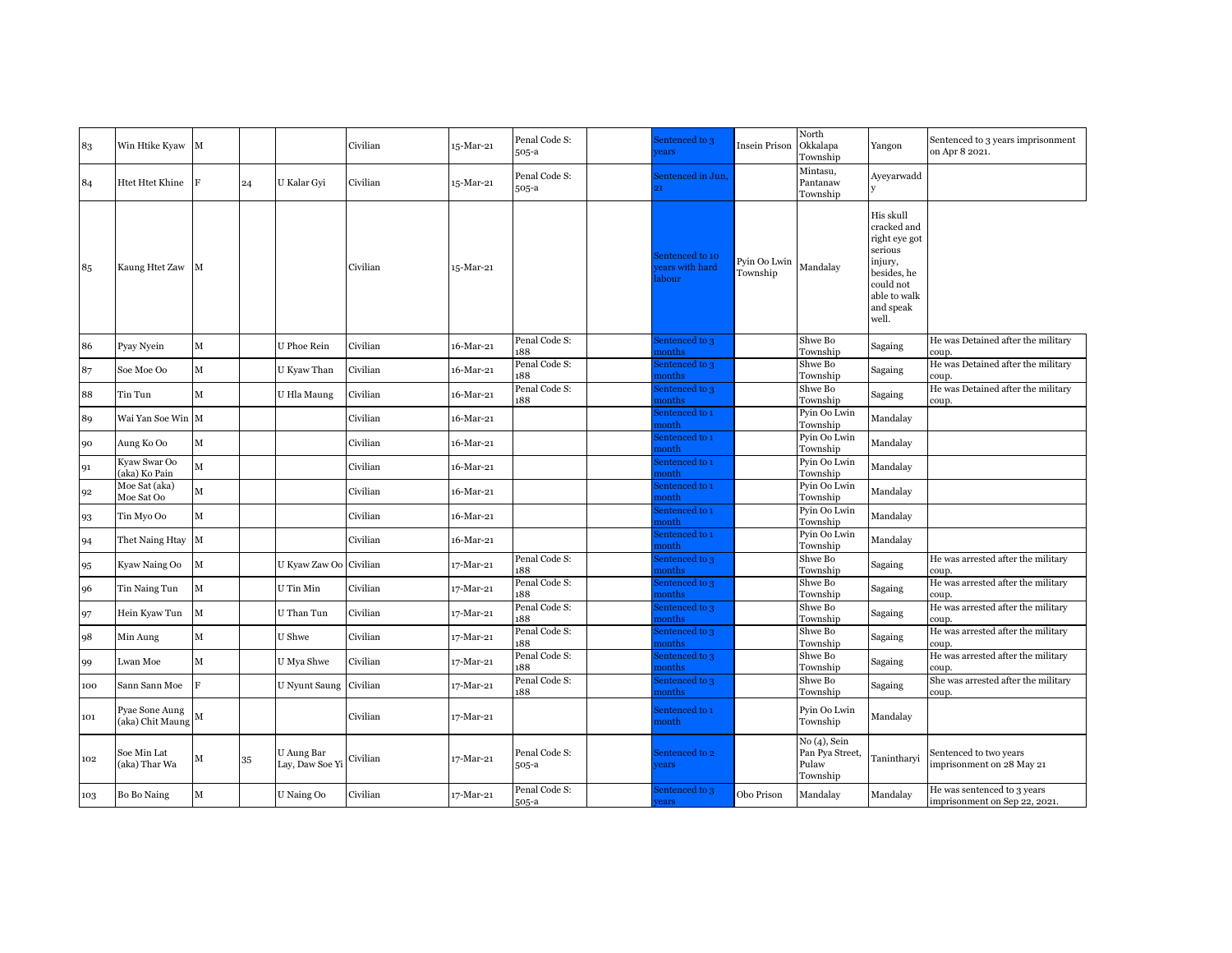| | | | | | | | | | | | | | |
|---|---|---|---|---|---|---|---|---|---|---|---|---|---|
| 83 | Win Htike Kyaw | M | | | Civilian | 15-Mar-21 | Penal Code S: 505-a | | Sentenced to 3 years | Insein Prison | North Okkalapa Township | Yangon | Sentenced to 3 years imprisonment on Apr 8 2021. |
| 84 | Htet Htet Khine | F | 24 | U Kalar Gyi | Civilian | 15-Mar-21 | Penal Code S: 505-a | | Sentenced in Jun, 21 | | Mintasu, Pantanaw Township | Ayeyarwaddy | |
| 85 | Kaung Htet Zaw | M | | | Civilian | 15-Mar-21 | | | Sentenced to 10 years with hard labour | Pyin Oo Lwin Township | Mandalay | His skull cracked and right eye got serious injury, besides, he could not able to walk and speak well. | |
| 86 | Pyay Nyein | M | | U Phoe Rein | Civilian | 16-Mar-21 | Penal Code S: 188 | | Sentenced to 3 months | | Shwe Bo Township | Sagaing | He was Detained after the military coup. |
| 87 | Soe Moe Oo | M | | U Kyaw Than | Civilian | 16-Mar-21 | Penal Code S: 188 | | Sentenced to 3 months | | Shwe Bo Township | Sagaing | He was Detained after the military coup. |
| 88 | Tin Tun | M | | U Hla Maung | Civilian | 16-Mar-21 | Penal Code S: 188 | | Sentenced to 3 months | | Shwe Bo Township | Sagaing | He was Detained after the military coup. |
| 89 | Wai Yan Soe Win | M | | | Civilian | 16-Mar-21 | | | Sentenced to 1 month | | Pyin Oo Lwin Township | Mandalay | |
| 90 | Aung Ko Oo | M | | | Civilian | 16-Mar-21 | | | Sentenced to 1 month | | Pyin Oo Lwin Township | Mandalay | |
| 91 | Kyaw Swar Oo (aka) Ko Pain | M | | | Civilian | 16-Mar-21 | | | Sentenced to 1 month | | Pyin Oo Lwin Township | Mandalay | |
| 92 | Moe Sat (aka) Moe Sat Oo | M | | | Civilian | 16-Mar-21 | | | Sentenced to 1 month | | Pyin Oo Lwin Township | Mandalay | |
| 93 | Tin Myo Oo | M | | | Civilian | 16-Mar-21 | | | Sentenced to 1 month | | Pyin Oo Lwin Township | Mandalay | |
| 94 | Thet Naing Htay | M | | | Civilian | 16-Mar-21 | | | Sentenced to 1 month | | Pyin Oo Lwin Township | Mandalay | |
| 95 | Kyaw Naing Oo | M | | U Kyaw Zaw Oo | Civilian | 17-Mar-21 | Penal Code S: 188 | | Sentenced to 3 months | | Shwe Bo Township | Sagaing | He was arrested after the military coup. |
| 96 | Tin Naing Tun | M | | U Tin Min | Civilian | 17-Mar-21 | Penal Code S: 188 | | Sentenced to 3 months | | Shwe Bo Township | Sagaing | He was arrested after the military coup. |
| 97 | Hein Kyaw Tun | M | | U Than Tun | Civilian | 17-Mar-21 | Penal Code S: 188 | | Sentenced to 3 months | | Shwe Bo Township | Sagaing | He was arrested after the military coup. |
| 98 | Min Aung | M | | U Shwe | Civilian | 17-Mar-21 | Penal Code S: 188 | | Sentenced to 3 months | | Shwe Bo Township | Sagaing | He was arrested after the military coup. |
| 99 | Lwan Moe | M | | U Mya Shwe | Civilian | 17-Mar-21 | Penal Code S: 188 | | Sentenced to 3 months | | Shwe Bo Township | Sagaing | He was arrested after the military coup. |
| 100 | Sann Sann Moe | F | | U Nyunt Saung | Civilian | 17-Mar-21 | Penal Code S: 188 | | Sentenced to 3 months | | Shwe Bo Township | Sagaing | She was arrested after the military coup. |
| 101 | Pyae Sone Aung (aka) Chit Maung | M | | | Civilian | 17-Mar-21 | | | Sentenced to 1 month | | Pyin Oo Lwin Township | Mandalay | |
| 102 | Soe Min Lat (aka) Thar Wa | M | 35 | U Aung Bar Lay, Daw Soe Yi | Civilian | 17-Mar-21 | Penal Code S: 505-a | | Sentenced to 2 years | | No (4), Sein Pan Pya Street, Pulaw Township | Tanintharyi | Sentenced to two years imprisonment on 28 May 21 |
| 103 | Bo Bo Naing | M | | U Naing Oo | Civilian | 17-Mar-21 | Penal Code S: 505-a | | Sentenced to 3 years | Obo Prison | Mandalay | Mandalay | He was sentenced to 3 years imprisonment on Sep 22, 2021. |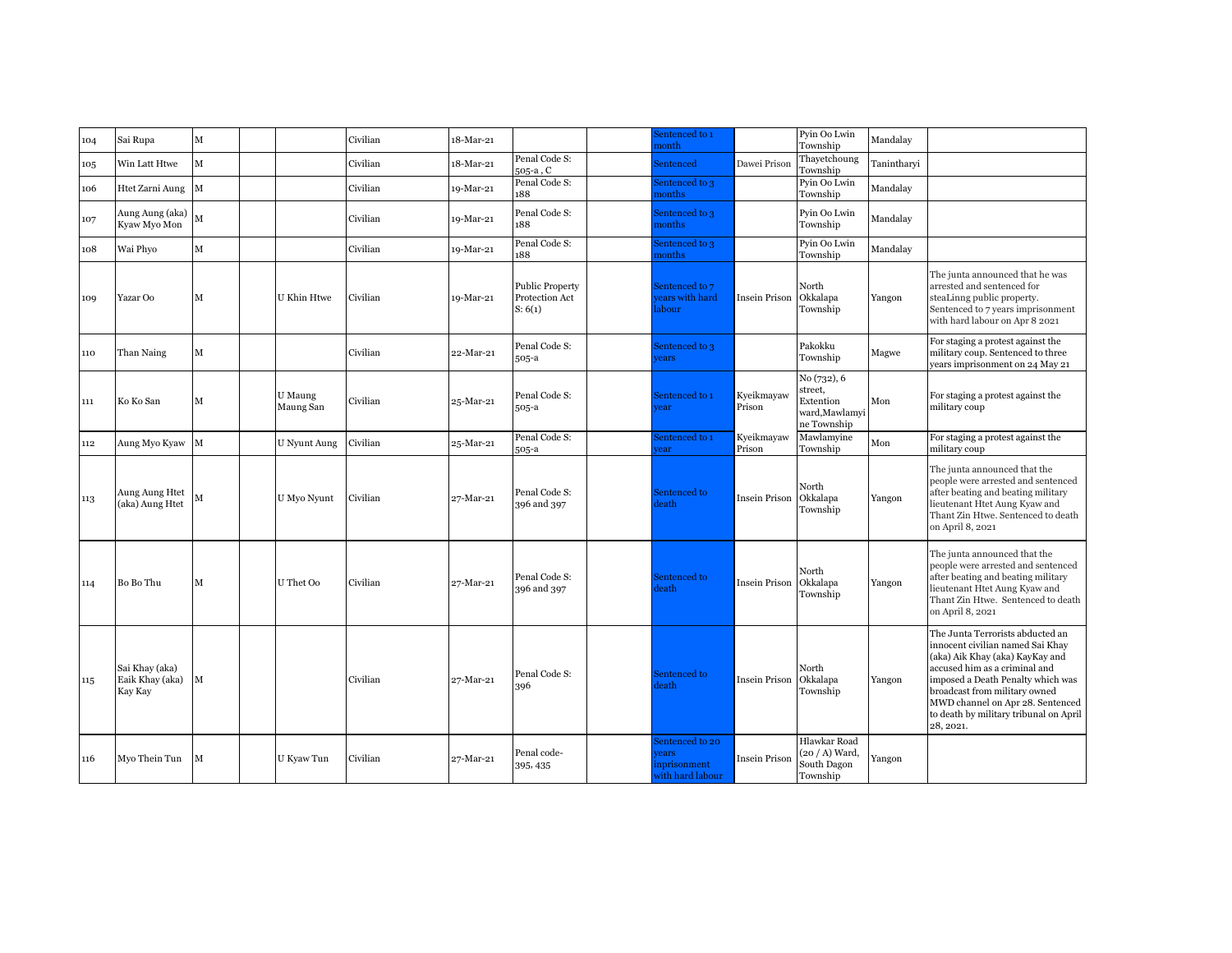| | | | | | | | | | | | | | |
|---|---|---|---|---|---|---|---|---|---|---|---|---|---|
| 104 | Sai Rupa | M | | | Civilian | 18-Mar-21 | | | Sentenced to 1 month | | Pyin Oo Lwin Township | Mandalay | |
| 105 | Win Latt Htwe | M | | | Civilian | 18-Mar-21 | Penal Code S: 505-a , C | | Sentenced | Dawei Prison | Thayetchoung Township | Tanintharyi | |
| 106 | Htet Zarni Aung | M | | | Civilian | 19-Mar-21 | Penal Code S: 188 | | Sentenced to 3 months | | Pyin Oo Lwin Township | Mandalay | |
| 107 | Aung Aung (aka) Kyaw Myo Mon | M | | | Civilian | 19-Mar-21 | Penal Code S: 188 | | Sentenced to 3 months | | Pyin Oo Lwin Township | Mandalay | |
| 108 | Wai Phyo | M | | | Civilian | 19-Mar-21 | Penal Code S: 188 | | Sentenced to 3 months | | Pyin Oo Lwin Township | Mandalay | |
| 109 | Yazar Oo | M | | U Khin Htwe | Civilian | 19-Mar-21 | Public Property Protection Act S: 6(1) | | Sentenced to 7 years with hard labour | Insein Prison | North Okkalapa Township | Yangon | The junta announced that he was arrested and sentenced for steaLinng public property. Sentenced to 7 years imprisonment with hard labour on Apr 8 2021 |
| 110 | Than Naing | M | | | Civilian | 22-Mar-21 | Penal Code S: 505-a | | Sentenced to 3 years | | Pakokku Township | Magwe | For staging a protest against the military coup. Sentenced to three years imprisonment on 24 May 21 |
| 111 | Ko Ko San | M | | U Maung Maung San | Civilian | 25-Mar-21 | Penal Code S: 505-a | | Sentenced to 1 year | Kyeikmayaw Prison | No (732), 6 street, Extention ward,Mawlamyine Township | Mon | For staging a protest against the military coup |
| 112 | Aung Myo Kyaw | M | | U Nyunt Aung | Civilian | 25-Mar-21 | Penal Code S: 505-a | | Sentenced to 1 year | Kyeikmayaw Prison | Mawlamyine Township | Mon | For staging a protest against the military coup |
| 113 | Aung Aung Htet (aka) Aung Htet | M | | U Myo Nyunt | Civilian | 27-Mar-21 | Penal Code S: 396 and 397 | | Sentenced to death | Insein Prison | North Okkalapa Township | Yangon | The junta announced that the people were arrested and sentenced after beating and beating military lieutenant Htet Aung Kyaw and Thant Zin Htwe. Sentenced to death on April 8, 2021 |
| 114 | Bo Bo Thu | M | | U Thet Oo | Civilian | 27-Mar-21 | Penal Code S: 396 and 397 | | Sentenced to death | Insein Prison | North Okkalapa Township | Yangon | The junta announced that the people were arrested and sentenced after beating and beating military lieutenant Htet Aung Kyaw and Thant Zin Htwe. Sentenced to death on April 8, 2021 |
| 115 | Sai Khay (aka) Eaik Khay (aka) Kay Kay | M | | | Civilian | 27-Mar-21 | Penal Code S: 396 | | Sentenced to death | Insein Prison | North Okkalapa Township | Yangon | The Junta Terrorists abducted an innocent civilian named Sai Khay (aka) Aik Khay (aka) KayKay and accused him as a criminal and imposed a Death Penalty which was broadcast from military owned MWD channel on Apr 28. Sentenced to death by military tribunal on April 28, 2021. |
| 116 | Myo Thein Tun | M | | U Kyaw Tun | Civilian | 27-Mar-21 | Penal code- 395, 435 | | Sentenced to 20 years inprisonment with hard labour | Insein Prison | Hlawkar Road (20 / A) Ward, South Dagon Township | Yangon | |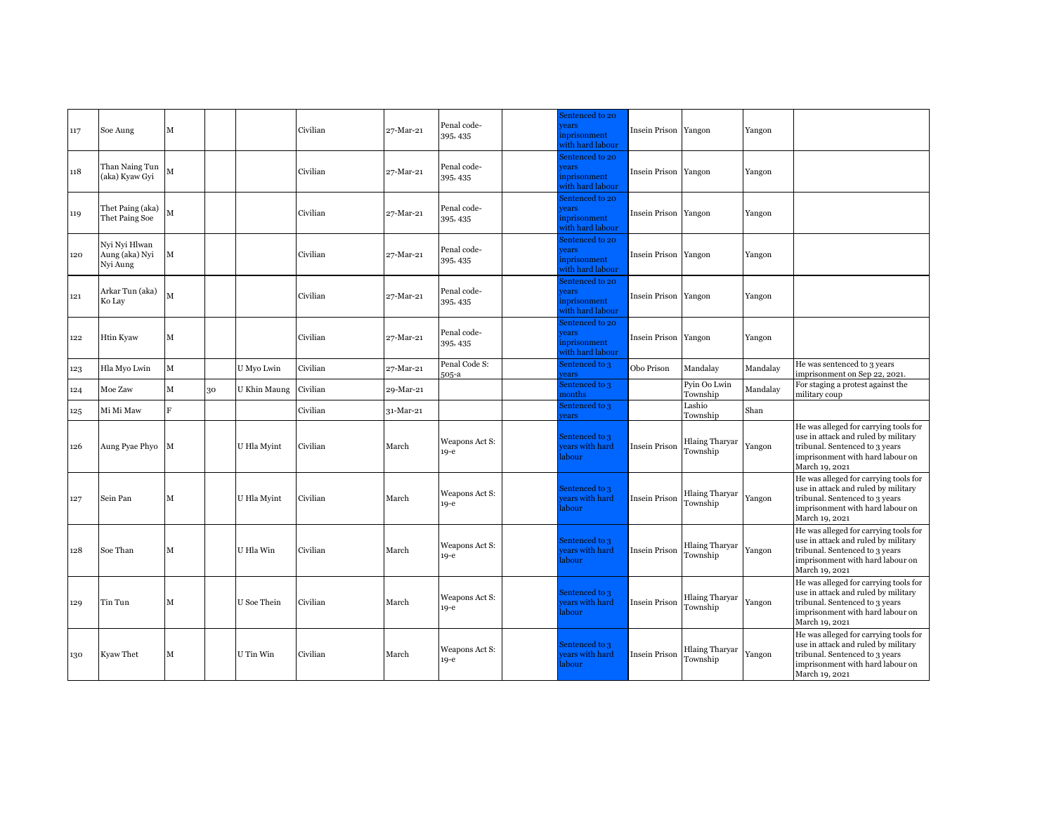| | | | | | | | | | | | | | |
|---|---|---|---|---|---|---|---|---|---|---|---|---|---|
| 117 | Soe Aung | M | | | Civilian | 27-Mar-21 | Penal code-395, 435 | | Sentenced to 20 years inprisonment with hard labour | Insein Prison | Yangon | Yangon | |
| 118 | Than Naing Tun (aka) Kyaw Gyi | M | | | Civilian | 27-Mar-21 | Penal code-395, 435 | | Sentenced to 20 years inprisonment with hard labour | Insein Prison | Yangon | Yangon | |
| 119 | Thet Paing (aka) Thet Paing Soe | M | | | Civilian | 27-Mar-21 | Penal code-395, 435 | | Sentenced to 20 years inprisonment with hard labour | Insein Prison | Yangon | Yangon | |
| 120 | Nyi Nyi Hlwan Aung (aka) Nyi Nyi Aung | M | | | Civilian | 27-Mar-21 | Penal code-395, 435 | | Sentenced to 20 years inprisonment with hard labour | Insein Prison | Yangon | Yangon | |
| 121 | Arkar Tun (aka) Ko Lay | M | | | Civilian | 27-Mar-21 | Penal code-395, 435 | | Sentenced to 20 years inprisonment with hard labour | Insein Prison | Yangon | Yangon | |
| 122 | Htin Kyaw | M | | | Civilian | 27-Mar-21 | Penal code-395, 435 | | Sentenced to 20 years inprisonment with hard labour | Insein Prison | Yangon | Yangon | |
| 123 | Hla Myo Lwin | M | | U Myo Lwin | Civilian | 27-Mar-21 | Penal Code S: 505-a | | Sentenced to 3 years | Obo Prison | Mandalay | Mandalay | He was sentenced to 3 years imprisonment on Sep 22, 2021. |
| 124 | Moe Zaw | M | 30 | U Khin Maung | Civilian | 29-Mar-21 | | | Sentenced to 3 months | | Pyin Oo Lwin Township | Mandalay | For staging a protest against the military coup |
| 125 | Mi Mi Maw | F | | | Civilian | 31-Mar-21 | | | Sentenced to 3 years | | Lashio Township | Shan | |
| 126 | Aung Pyae Phyo | M | | U Hla Myint | Civilian | March | Weapons Act S: 19-e | | Sentenced to 3 years with hard labour | Insein Prison | Hlaing Tharyar Township | Yangon | He was alleged for carrying tools for use in attack and ruled by military tribunal. Sentenced to 3 years imprisonment with hard labour on March 19, 2021 |
| 127 | Sein Pan | M | | U Hla Myint | Civilian | March | Weapons Act S: 19-e | | Sentenced to 3 years with hard labour | Insein Prison | Hlaing Tharyar Township | Yangon | He was alleged for carrying tools for use in attack and ruled by military tribunal. Sentenced to 3 years imprisonment with hard labour on March 19, 2021 |
| 128 | Soe Than | M | | U Hla Win | Civilian | March | Weapons Act S: 19-e | | Sentenced to 3 years with hard labour | Insein Prison | Hlaing Tharyar Township | Yangon | He was alleged for carrying tools for use in attack and ruled by military tribunal. Sentenced to 3 years imprisonment with hard labour on March 19, 2021 |
| 129 | Tin Tun | M | | U Soe Thein | Civilian | March | Weapons Act S: 19-e | | Sentenced to 3 years with hard labour | Insein Prison | Hlaing Tharyar Township | Yangon | He was alleged for carrying tools for use in attack and ruled by military tribunal. Sentenced to 3 years imprisonment with hard labour on March 19, 2021 |
| 130 | Kyaw Thet | M | | U Tin Win | Civilian | March | Weapons Act S: 19-e | | Sentenced to 3 years with hard labour | Insein Prison | Hlaing Tharyar Township | Yangon | He was alleged for carrying tools for use in attack and ruled by military tribunal. Sentenced to 3 years imprisonment with hard labour on March 19, 2021 |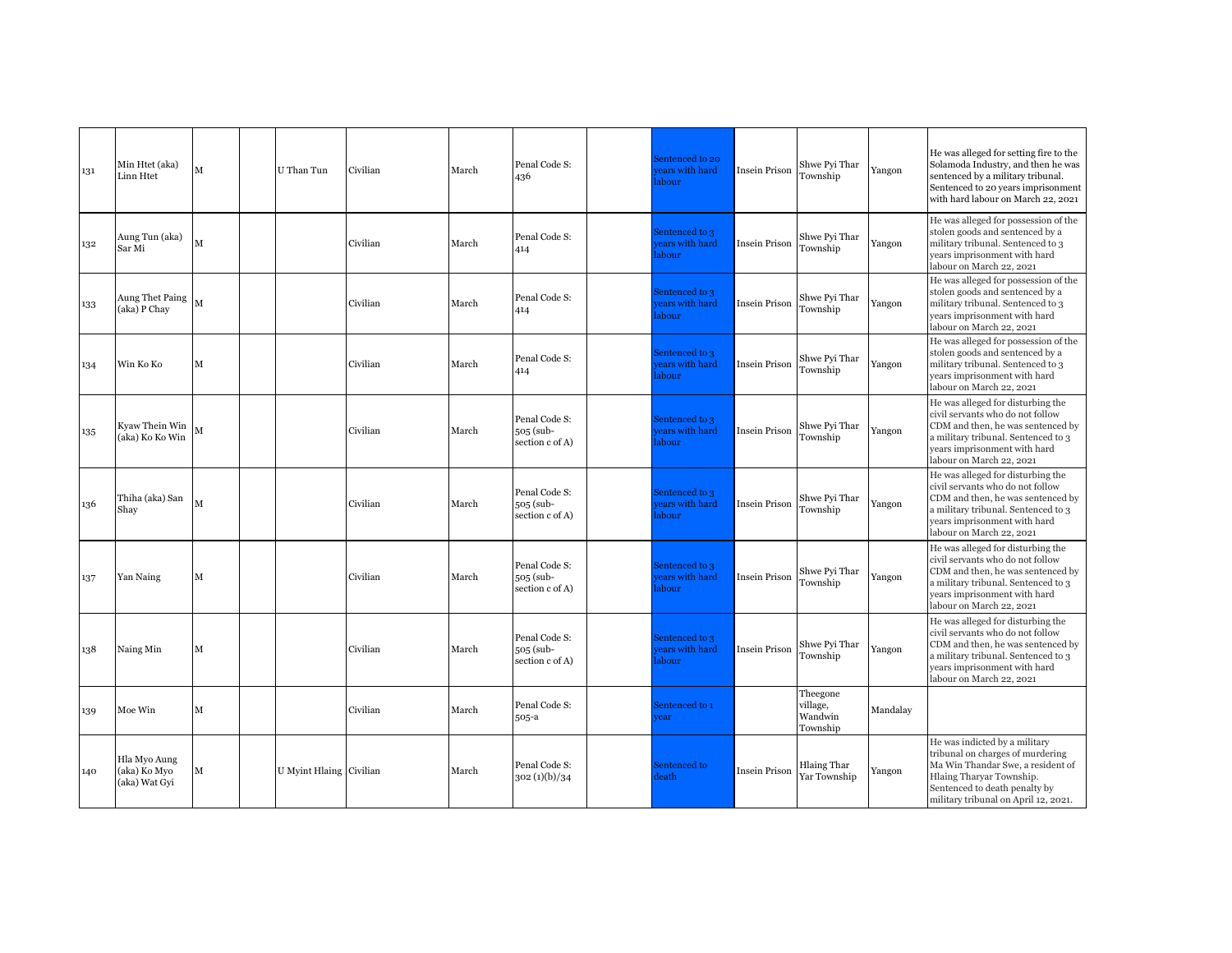| | | | | | | | | | | | | | |
|---|---|---|---|---|---|---|---|---|---|---|---|---|---|
| 131 | Min Htet (aka) Linn Htet | M | | U Than Tun | Civilian | March | Penal Code S: 436 | | Sentenced to 20 years with hard labour | Insein Prison | Shwe Pyi Thar Township | Yangon | He was alleged for setting fire to the Solamoda Industry, and then he was sentenced by a military tribunal. Sentenced to 20 years imprisonment with hard labour on March 22, 2021 |
| 132 | Aung Tun (aka) Sar Mi | M | | | Civilian | March | Penal Code S: 414 | | Sentenced to 3 years with hard labour | Insein Prison | Shwe Pyi Thar Township | Yangon | He was alleged for possession of the stolen goods and sentenced by a military tribunal. Sentenced to 3 years imprisonment with hard labour on March 22, 2021 |
| 133 | Aung Thet Paing (aka) P Chay | M | | | Civilian | March | Penal Code S: 414 | | Sentenced to 3 years with hard labour | Insein Prison | Shwe Pyi Thar Township | Yangon | He was alleged for possession of the stolen goods and sentenced by a military tribunal. Sentenced to 3 years imprisonment with hard labour on March 22, 2021 |
| 134 | Win Ko Ko | M | | | Civilian | March | Penal Code S: 414 | | Sentenced to 3 years with hard labour | Insein Prison | Shwe Pyi Thar Township | Yangon | He was alleged for possession of the stolen goods and sentenced by a military tribunal. Sentenced to 3 years imprisonment with hard labour on March 22, 2021 |
| 135 | Kyaw Thein Win (aka) Ko Ko Win | M | | | Civilian | March | Penal Code S: 505 (sub-section c of A) | | Sentenced to 3 years with hard labour | Insein Prison | Shwe Pyi Thar Township | Yangon | He was alleged for disturbing the civil servants who do not follow CDM and then, he was sentenced by a military tribunal. Sentenced to 3 years imprisonment with hard labour on March 22, 2021 |
| 136 | Thiha (aka) San Shay | M | | | Civilian | March | Penal Code S: 505 (sub-section c of A) | | Sentenced to 3 years with hard labour | Insein Prison | Shwe Pyi Thar Township | Yangon | He was alleged for disturbing the civil servants who do not follow CDM and then, he was sentenced by a military tribunal. Sentenced to 3 years imprisonment with hard labour on March 22, 2021 |
| 137 | Yan Naing | M | | | Civilian | March | Penal Code S: 505 (sub-section c of A) | | Sentenced to 3 years with hard labour | Insein Prison | Shwe Pyi Thar Township | Yangon | He was alleged for disturbing the civil servants who do not follow CDM and then, he was sentenced by a military tribunal. Sentenced to 3 years imprisonment with hard labour on March 22, 2021 |
| 138 | Naing Min | M | | | Civilian | March | Penal Code S: 505 (sub-section c of A) | | Sentenced to 3 years with hard labour | Insein Prison | Shwe Pyi Thar Township | Yangon | He was alleged for disturbing the civil servants who do not follow CDM and then, he was sentenced by a military tribunal. Sentenced to 3 years imprisonment with hard labour on March 22, 2021 |
| 139 | Moe Win | M | | | Civilian | March | Penal Code S: 505-a | | Sentenced to 1 year | | Theegone village, Wandwin Township | Mandalay | |
| 140 | Hla Myo Aung (aka) Ko Myo (aka) Wat Gyi | M | | U Myint Hlaing | Civilian | March | Penal Code S: 302 (1)(b)/34 | | Sentenced to death | Insein Prison | Hlaing Thar Yar Township | Yangon | He was indicted by a military tribunal on charges of murdering Ma Win Thandar Swe, a resident of Hlaing Tharyar Township. Sentenced to death penalty by military tribunal on April 12, 2021. |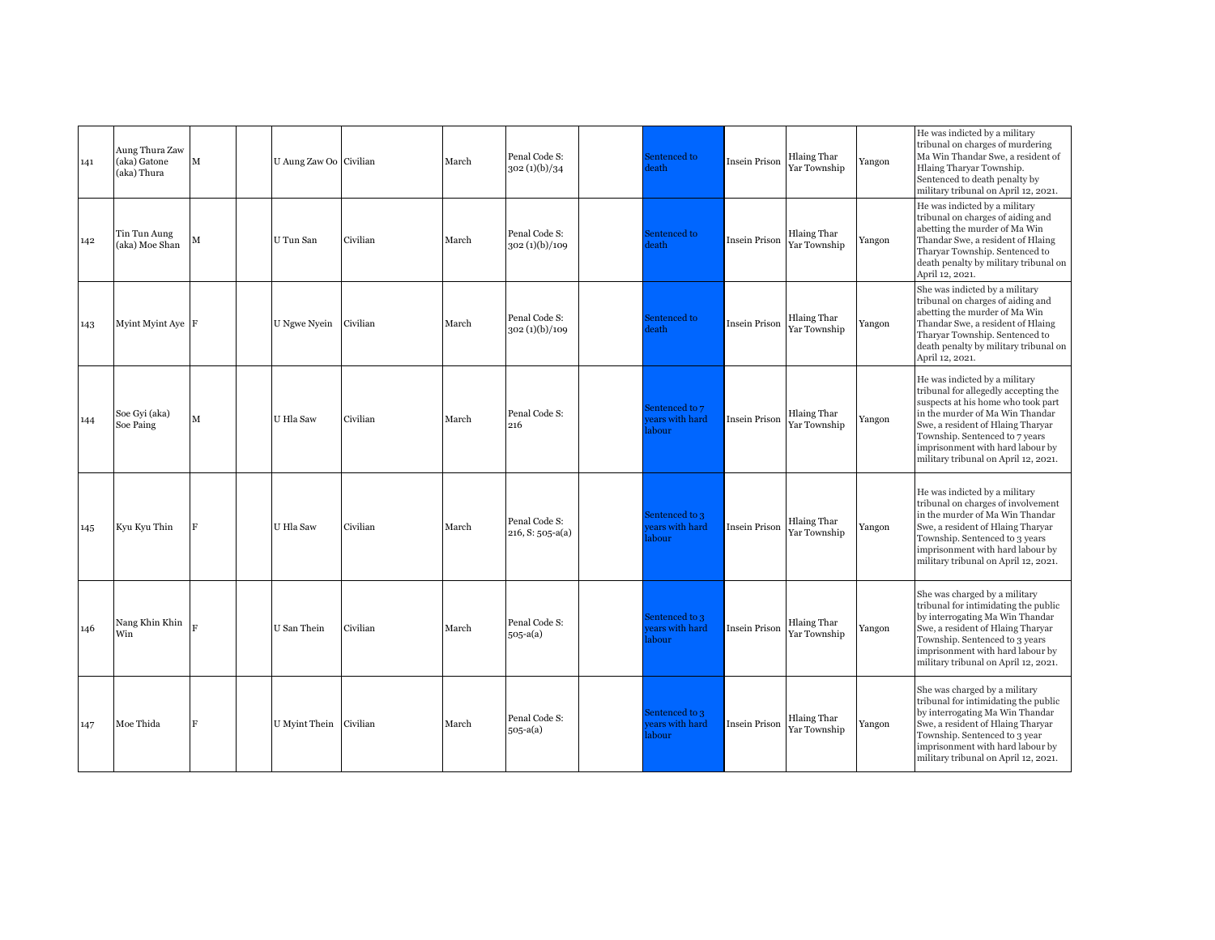| | | | | | | | | | | | | | |
|---|---|---|---|---|---|---|---|---|---|---|---|---|---|
| 141 | Aung Thura Zaw (aka) Gatone (aka) Thura | M | | U Aung Zaw Oo | Civilian | March | Penal Code S: 302 (1)(b)/34 | | Sentenced to death | Insein Prison | Hlaing Thar Yar Township | Yangon | He was indicted by a military tribunal on charges of murdering Ma Win Thandar Swe, a resident of Hlaing Tharyar Township. Sentenced to death penalty by military tribunal on April 12, 2021. |
| 142 | Tin Tun Aung (aka) Moe Shan | M | | U Tun San | Civilian | March | Penal Code S: 302 (1)(b)/109 | | Sentenced to death | Insein Prison | Hlaing Thar Yar Township | Yangon | He was indicted by a military tribunal on charges of aiding and abetting the murder of Ma Win Thandar Swe, a resident of Hlaing Tharyar Township. Sentenced to death penalty by military tribunal on April 12, 2021. |
| 143 | Myint Myint Aye | F | | U Ngwe Nyein | Civilian | March | Penal Code S: 302 (1)(b)/109 | | Sentenced to death | Insein Prison | Hlaing Thar Yar Township | Yangon | She was indicted by a military tribunal on charges of aiding and abetting the murder of Ma Win Thandar Swe, a resident of Hlaing Tharyar Township. Sentenced to death penalty by military tribunal on April 12, 2021. |
| 144 | Soe Gyi (aka) Soe Paing | M | | U Hla Saw | Civilian | March | Penal Code S: 216 | | Sentenced to 7 years with hard labour | Insein Prison | Hlaing Thar Yar Township | Yangon | He was indicted by a military tribunal for allegedly accepting the suspects at his home who took part in the murder of Ma Win Thandar Swe, a resident of Hlaing Tharyar Township. Sentenced to 7 years imprisonment with hard labour by military tribunal on April 12, 2021. |
| 145 | Kyu Kyu Thin | F | | U Hla Saw | Civilian | March | Penal Code S: 216, S: 505-a(a) | | Sentenced to 3 years with hard labour | Insein Prison | Hlaing Thar Yar Township | Yangon | He was indicted by a military tribunal on charges of involvement in the murder of Ma Win Thandar Swe, a resident of Hlaing Tharyar Township. Sentenced to 3 years imprisonment with hard labour by military tribunal on April 12, 2021. |
| 146 | Nang Khin Khin Win | F | | U San Thein | Civilian | March | Penal Code S: 505-a(a) | | Sentenced to 3 years with hard labour | Insein Prison | Hlaing Thar Yar Township | Yangon | She was charged by a military tribunal for intimidating the public by interrogating Ma Win Thandar Swe, a resident of Hlaing Tharyar Township. Sentenced to 3 years imprisonment with hard labour by military tribunal on April 12, 2021. |
| 147 | Moe Thida | F | | U Myint Thein | Civilian | March | Penal Code S: 505-a(a) | | Sentenced to 3 years with hard labour | Insein Prison | Hlaing Thar Yar Township | Yangon | She was charged by a military tribunal for intimidating the public by interrogating Ma Win Thandar Swe, a resident of Hlaing Tharyar Township. Sentenced to 3 year imprisonment with hard labour by military tribunal on April 12, 2021. |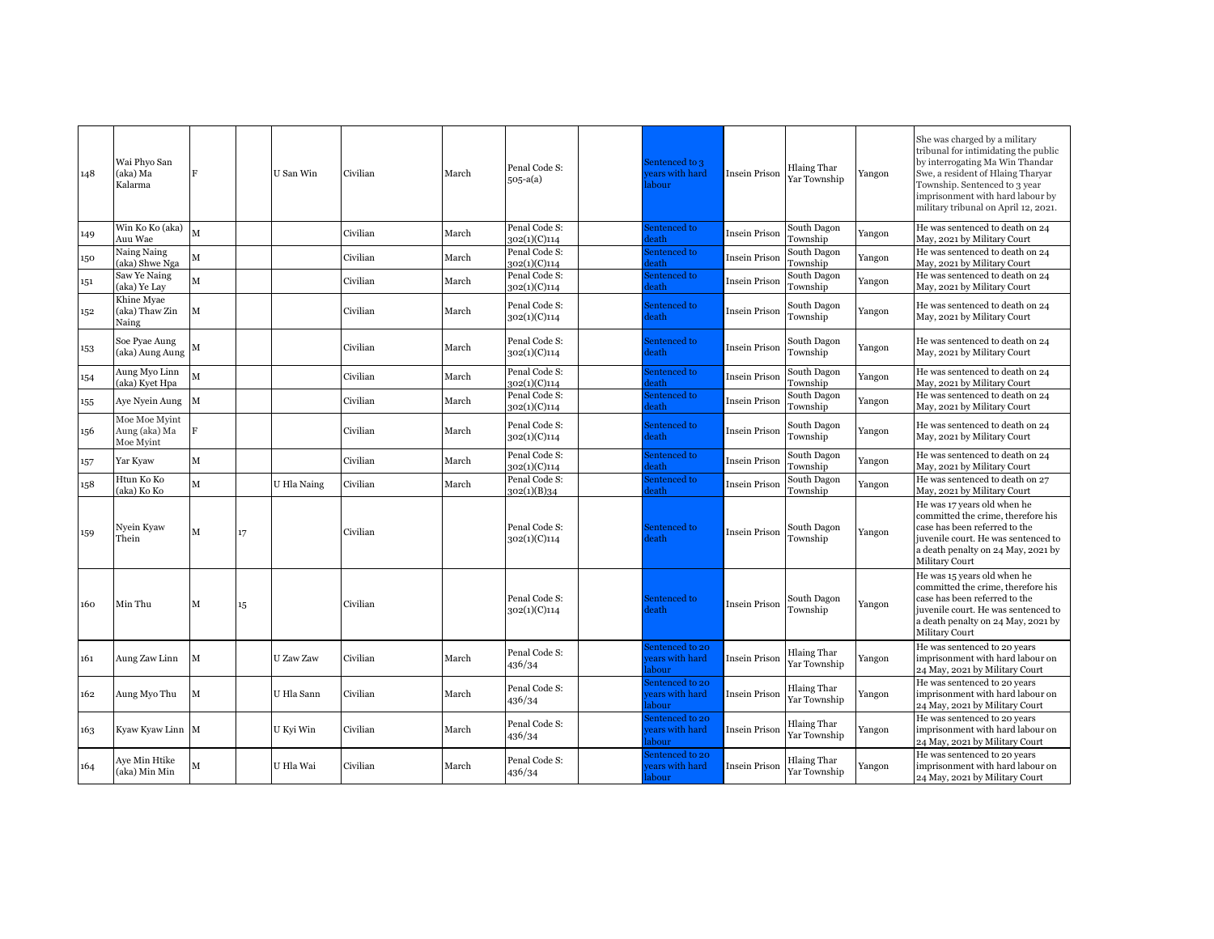| | | | | | | | | | | | | | |
|---|---|---|---|---|---|---|---|---|---|---|---|---|---|
| 148 | Wai Phyo San (aka) Ma Kalarma | F | | U San Win | Civilian | March | Penal Code S: 505-a(a) | | Sentenced to 3 years with hard labour | Insein Prison | Hlaing Thar Yar Township | Yangon | She was charged by a military tribunal for intimidating the public by interrogating Ma Win Thandar Swe, a resident of Hlaing Tharyar Township. Sentenced to 3 year imprisonment with hard labour by military tribunal on April 12, 2021. |
| 149 | Win Ko Ko (aka) Auu Wae | M | | | Civilian | March | Penal Code S: 302(1)(C)114 | | Sentenced to death | Insein Prison | South Dagon Township | Yangon | He was sentenced to death on 24 May, 2021 by Military Court |
| 150 | Naing Naing (aka) Shwe Nga | M | | | Civilian | March | Penal Code S: 302(1)(C)114 | | Sentenced to death | Insein Prison | South Dagon Township | Yangon | He was sentenced to death on 24 May, 2021 by Military Court |
| 151 | Saw Ye Naing (aka) Ye Lay | M | | | Civilian | March | Penal Code S: 302(1)(C)114 | | Sentenced to death | Insein Prison | South Dagon Township | Yangon | He was sentenced to death on 24 May, 2021 by Military Court |
| 152 | Khine Myae (aka) Thaw Zin Naing | M | | | Civilian | March | Penal Code S: 302(1)(C)114 | | Sentenced to death | Insein Prison | South Dagon Township | Yangon | He was sentenced to death on 24 May, 2021 by Military Court |
| 153 | Soe Pyae Aung (aka) Aung Aung | M | | | Civilian | March | Penal Code S: 302(1)(C)114 | | Sentenced to death | Insein Prison | South Dagon Township | Yangon | He was sentenced to death on 24 May, 2021 by Military Court |
| 154 | Aung Myo Linn (aka) Kyet Hpa | M | | | Civilian | March | Penal Code S: 302(1)(C)114 | | Sentenced to death | Insein Prison | South Dagon Township | Yangon | He was sentenced to death on 24 May, 2021 by Military Court |
| 155 | Aye Nyein Aung | M | | | Civilian | March | Penal Code S: 302(1)(C)114 | | Sentenced to death | Insein Prison | South Dagon Township | Yangon | He was sentenced to death on 24 May, 2021 by Military Court |
| 156 | Moe Moe Myint Aung (aka) Ma Moe Myint | F | | | Civilian | March | Penal Code S: 302(1)(C)114 | | Sentenced to death | Insein Prison | South Dagon Township | Yangon | He was sentenced to death on 24 May, 2021 by Military Court |
| 157 | Yar Kyaw | M | | | Civilian | March | Penal Code S: 302(1)(C)114 | | Sentenced to death | Insein Prison | South Dagon Township | Yangon | He was sentenced to death on 24 May, 2021 by Military Court |
| 158 | Htun Ko Ko (aka) Ko Ko | M | | U Hla Naing | Civilian | March | Penal Code S: 302(1)(B)34 | | Sentenced to death | Insein Prison | South Dagon Township | Yangon | He was sentenced to death on 27 May, 2021 by Military Court |
| 159 | Nyein Kyaw Thein | M | 17 | | Civilian | | Penal Code S: 302(1)(C)114 | | Sentenced to death | Insein Prison | South Dagon Township | Yangon | He was 17 years old when he committed the crime, therefore his case has been referred to the juvenile court. He was sentenced to a death penalty on 24 May, 2021 by Military Court |
| 160 | Min Thu | M | 15 | | Civilian | | Penal Code S: 302(1)(C)114 | | Sentenced to death | Insein Prison | South Dagon Township | Yangon | He was 15 years old when he committed the crime, therefore his case has been referred to the juvenile court. He was sentenced to a death penalty on 24 May, 2021 by Military Court |
| 161 | Aung Zaw Linn | M | | U Zaw Zaw | Civilian | March | Penal Code S: 436/34 | | Sentenced to 20 years with hard labour | Insein Prison | Hlaing Thar Yar Township | Yangon | He was sentenced to 20 years imprisonment with hard labour on 24 May, 2021 by Military Court |
| 162 | Aung Myo Thu | M | | U Hla Sann | Civilian | March | Penal Code S: 436/34 | | Sentenced to 20 years with hard labour | Insein Prison | Hlaing Thar Yar Township | Yangon | He was sentenced to 20 years imprisonment with hard labour on 24 May, 2021 by Military Court |
| 163 | Kyaw Kyaw Linn | M | | U Kyi Win | Civilian | March | Penal Code S: 436/34 | | Sentenced to 20 years with hard labour | Insein Prison | Hlaing Thar Yar Township | Yangon | He was sentenced to 20 years imprisonment with hard labour on 24 May, 2021 by Military Court |
| 164 | Aye Min Htike (aka) Min Min | M | | U Hla Wai | Civilian | March | Penal Code S: 436/34 | | Sentenced to 20 years with hard labour | Insein Prison | Hlaing Thar Yar Township | Yangon | He was sentenced to 20 years imprisonment with hard labour on 24 May, 2021 by Military Court |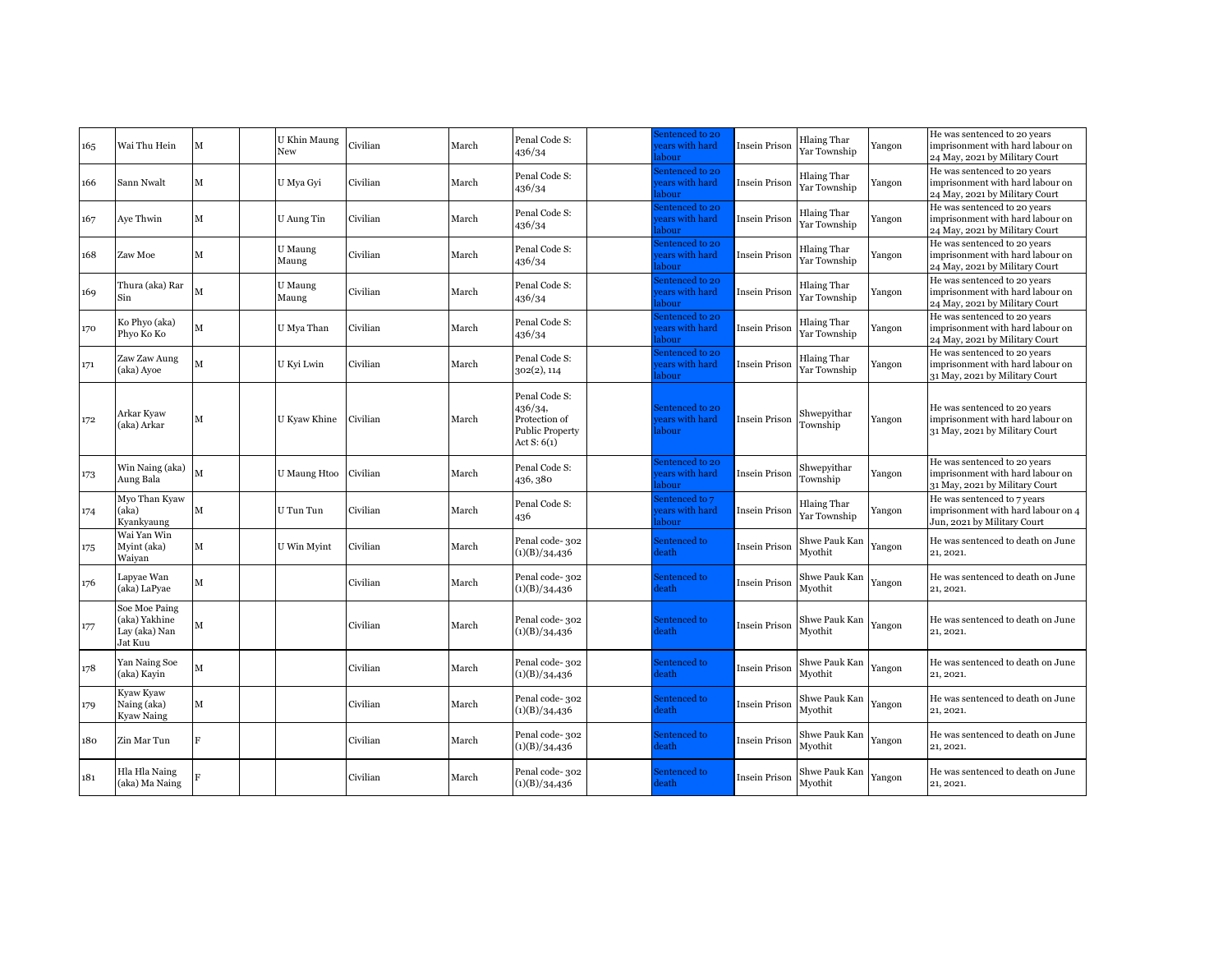| 165 | Wai Thu Hein | M | | U Khin Maung New | Civilian | March | Penal Code S: 436/34 | | Sentenced to 20 years with hard labour | Insein Prison | Hlaing Thar Yar Township | Yangon | He was sentenced to 20 years imprisonment with hard labour on 24 May, 2021 by Military Court |
|---|---|---|---|---|---|---|---|---|---|---|---|---|---|
| 166 | Sann Nwalt | M | | U Mya Gyi | Civilian | March | Penal Code S: 436/34 | | Sentenced to 20 years with hard labour | Insein Prison | Hlaing Thar Yar Township | Yangon | He was sentenced to 20 years imprisonment with hard labour on 24 May, 2021 by Military Court |
| 167 | Aye Thwin | M | | U Aung Tin | Civilian | March | Penal Code S: 436/34 | | Sentenced to 20 years with hard labour | Insein Prison | Hlaing Thar Yar Township | Yangon | He was sentenced to 20 years imprisonment with hard labour on 24 May, 2021 by Military Court |
| 168 | Zaw Moe | M | | U Maung Maung | Civilian | March | Penal Code S: 436/34 | | Sentenced to 20 years with hard labour | Insein Prison | Hlaing Thar Yar Township | Yangon | He was sentenced to 20 years imprisonment with hard labour on 24 May, 2021 by Military Court |
| 169 | Thura (aka) Rar Sin | M | | U Maung Maung | Civilian | March | Penal Code S: 436/34 | | Sentenced to 20 years with hard labour | Insein Prison | Hlaing Thar Yar Township | Yangon | He was sentenced to 20 years imprisonment with hard labour on 24 May, 2021 by Military Court |
| 170 | Ko Phyo (aka) Phyo Ko Ko | M | | U Mya Than | Civilian | March | Penal Code S: 436/34 | | Sentenced to 20 years with hard labour | Insein Prison | Hlaing Thar Yar Township | Yangon | He was sentenced to 20 years imprisonment with hard labour on 24 May, 2021 by Military Court |
| 171 | Zaw Zaw Aung (aka) Ayoe | M | | U Kyi Lwin | Civilian | March | Penal Code S: 302(2), 114 | | Sentenced to 20 years with hard labour | Insein Prison | Hlaing Thar Yar Township | Yangon | He was sentenced to 20 years imprisonment with hard labour on 31 May, 2021 by Military Court |
| 172 | Arkar Kyaw (aka) Arkar | M | | U Kyaw Khine | Civilian | March | Penal Code S: 436/34, Protection of Public Property Act S: 6(1) | | Sentenced to 20 years with hard labour | Insein Prison | Shwepyithar Township | Yangon | He was sentenced to 20 years imprisonment with hard labour on 31 May, 2021 by Military Court |
| 173 | Win Naing (aka) Aung Bala | M | | U Maung Htoo | Civilian | March | Penal Code S: 436, 380 | | Sentenced to 20 years with hard labour | Insein Prison | Shwepyithar Township | Yangon | He was sentenced to 20 years imprisonment with hard labour on 31 May, 2021 by Military Court |
| 174 | Myo Than Kyaw (aka) Kyankyaung | M | | U Tun Tun | Civilian | March | Penal Code S: 436 | | Sentenced to 7 years with hard labour | Insein Prison | Hlaing Thar Yar Township | Yangon | He was sentenced to 7 years imprisonment with hard labour on 4 Jun, 2021 by Military Court |
| 175 | Wai Yan Win Myint (aka) Waiyan | M | | U Win Myint | Civilian | March | Penal code- 302 (1)(B)/34,436 | | Sentenced to death | Insein Prison | Shwe Pauk Kan Myothit | Yangon | He was sentenced to death on June 21, 2021. |
| 176 | Lapyae Wan (aka) LaPyae | M | | | Civilian | March | Penal code- 302 (1)(B)/34,436 | | Sentenced to death | Insein Prison | Shwe Pauk Kan Myothit | Yangon | He was sentenced to death on June 21, 2021. |
| 177 | Soe Moe Paing (aka) Yakhine Lay (aka) Nan Jat Kuu | M | | | Civilian | March | Penal code- 302 (1)(B)/34,436 | | Sentenced to death | Insein Prison | Shwe Pauk Kan Myothit | Yangon | He was sentenced to death on June 21, 2021. |
| 178 | Yan Naing Soe (aka) Kayin | M | | | Civilian | March | Penal code- 302 (1)(B)/34,436 | | Sentenced to death | Insein Prison | Shwe Pauk Kan Myothit | Yangon | He was sentenced to death on June 21, 2021. |
| 179 | Kyaw Kyaw Naing (aka) Kyaw Naing | M | | | Civilian | March | Penal code- 302 (1)(B)/34,436 | | Sentenced to death | Insein Prison | Shwe Pauk Kan Myothit | Yangon | He was sentenced to death on June 21, 2021. |
| 180 | Zin Mar Tun | F | | | Civilian | March | Penal code- 302 (1)(B)/34,436 | | Sentenced to death | Insein Prison | Shwe Pauk Kan Myothit | Yangon | He was sentenced to death on June 21, 2021. |
| 181 | Hla Hla Naing (aka) Ma Naing | F | | | Civilian | March | Penal code- 302 (1)(B)/34,436 | | Sentenced to death | Insein Prison | Shwe Pauk Kan Myothit | Yangon | He was sentenced to death on June 21, 2021. |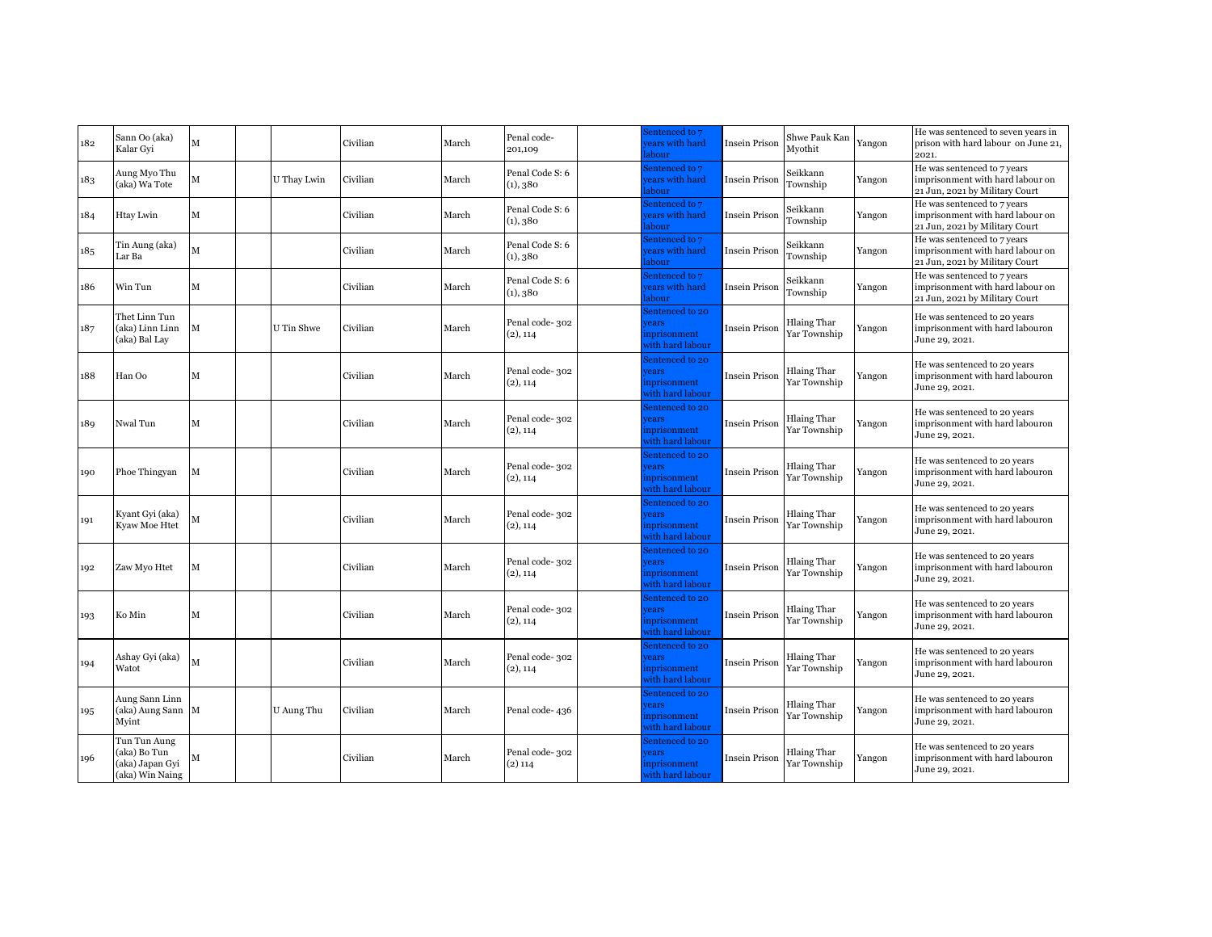| | | | | | | | | | | | | | |
|---|---|---|---|---|---|---|---|---|---|---|---|---|---|
| 182 | Sann Oo (aka) Kalar Gyi | M | | | Civilian | March | Penal code- 201,109 | | Sentenced to 7 years with hard labour | Insein Prison | Shwe Pauk Kan Myothit | Yangon | He was sentenced to seven years in prison with hard labour on June 21, 2021. |
| 183 | Aung Myo Thu (aka) Wa Tote | M | | U Thay Lwin | Civilian | March | Penal Code S: 6 (1), 380 | | Sentenced to 7 years with hard labour | Insein Prison | Seikkann Township | Yangon | He was sentenced to 7 years imprisonment with hard labour on 21 Jun, 2021 by Military Court |
| 184 | Htay Lwin | M | | | Civilian | March | Penal Code S: 6 (1), 380 | | Sentenced to 7 years with hard labour | Insein Prison | Seikkann Township | Yangon | He was sentenced to 7 years imprisonment with hard labour on 21 Jun, 2021 by Military Court |
| 185 | Tin Aung (aka) Lar Ba | M | | | Civilian | March | Penal Code S: 6 (1), 380 | | Sentenced to 7 years with hard labour | Insein Prison | Seikkann Township | Yangon | He was sentenced to 7 years imprisonment with hard labour on 21 Jun, 2021 by Military Court |
| 186 | Win Tun | M | | | Civilian | March | Penal Code S: 6 (1), 380 | | Sentenced to 7 years with hard labour | Insein Prison | Seikkann Township | Yangon | He was sentenced to 7 years imprisonment with hard labour on 21 Jun, 2021 by Military Court |
| 187 | Thet Linn Tun (aka) Linn Linn (aka) Bal Lay | M | | U Tin Shwe | Civilian | March | Penal code- 302 (2), 114 | | Sentenced to 20 years inprisonment with hard labour | Insein Prison | Hlaing Thar Yar Township | Yangon | He was sentenced to 20 years imprisonment with hard labouron June 29, 2021. |
| 188 | Han Oo | M | | | Civilian | March | Penal code- 302 (2), 114 | | Sentenced to 20 years inprisonment with hard labour | Insein Prison | Hlaing Thar Yar Township | Yangon | He was sentenced to 20 years imprisonment with hard labouron June 29, 2021. |
| 189 | Nwal Tun | M | | | Civilian | March | Penal code- 302 (2), 114 | | Sentenced to 20 years inprisonment with hard labour | Insein Prison | Hlaing Thar Yar Township | Yangon | He was sentenced to 20 years imprisonment with hard labouron June 29, 2021. |
| 190 | Phoe Thingyan | M | | | Civilian | March | Penal code- 302 (2), 114 | | Sentenced to 20 years inprisonment with hard labour | Insein Prison | Hlaing Thar Yar Township | Yangon | He was sentenced to 20 years imprisonment with hard labouron June 29, 2021. |
| 191 | Kyant Gyi (aka) Kyaw Moe Htet | M | | | Civilian | March | Penal code- 302 (2), 114 | | Sentenced to 20 years inprisonment with hard labour | Insein Prison | Hlaing Thar Yar Township | Yangon | He was sentenced to 20 years imprisonment with hard labouron June 29, 2021. |
| 192 | Zaw Myo Htet | M | | | Civilian | March | Penal code- 302 (2), 114 | | Sentenced to 20 years inprisonment with hard labour | Insein Prison | Hlaing Thar Yar Township | Yangon | He was sentenced to 20 years imprisonment with hard labouron June 29, 2021. |
| 193 | Ko Min | M | | | Civilian | March | Penal code- 302 (2), 114 | | Sentenced to 20 years inprisonment with hard labour | Insein Prison | Hlaing Thar Yar Township | Yangon | He was sentenced to 20 years imprisonment with hard labouron June 29, 2021. |
| 194 | Ashay Gyi (aka) Watot | M | | | Civilian | March | Penal code- 302 (2), 114 | | Sentenced to 20 years inprisonment with hard labour | Insein Prison | Hlaing Thar Yar Township | Yangon | He was sentenced to 20 years imprisonment with hard labouron June 29, 2021. |
| 195 | Aung Sann Linn (aka) Aung Sann Myint | M | | U Aung Thu | Civilian | March | Penal code- 436 | | Sentenced to 20 years inprisonment with hard labour | Insein Prison | Hlaing Thar Yar Township | Yangon | He was sentenced to 20 years imprisonment with hard labouron June 29, 2021. |
| 196 | Tun Tun Aung (aka) Bo Tun (aka) Japan Gyi (aka) Win Naing | M | | | Civilian | March | Penal code- 302 (2) 114 | | Sentenced to 20 years inprisonment with hard labour | Insein Prison | Hlaing Thar Yar Township | Yangon | He was sentenced to 20 years imprisonment with hard labouron June 29, 2021. |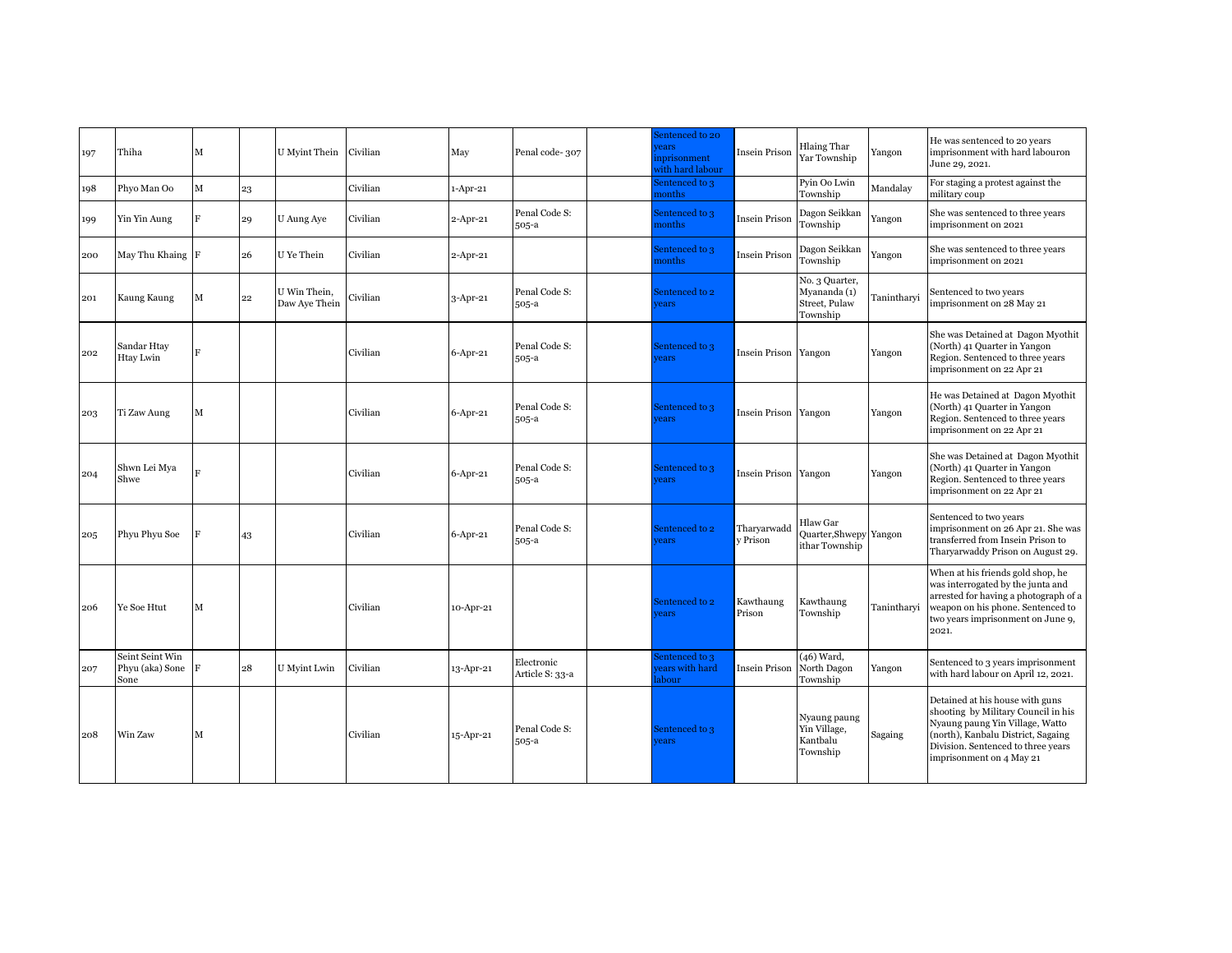| 197 | Thiha | M | | U Myint Thein | Civilian | May | Penal code- 307 | | Sentenced to 20 years inprisonment with hard labour | Insein Prison | Hlaing Thar Yar Township | Yangon | He was sentenced to 20 years imprisonment with hard labouron June 29, 2021. |
|---|---|---|---|---|---|---|---|---|---|---|---|---|---|
| 198 | Phyo Man Oo | M | 23 | | Civilian | 1-Apr-21 | | | Sentenced to 3 months | | Pyin Oo Lwin Township | Mandalay | For staging a protest against the military coup |
| 199 | Yin Yin Aung | F | 29 | U Aung Aye | Civilian | 2-Apr-21 | Penal Code S: 505-a | | Sentenced to 3 months | Insein Prison | Dagon Seikkan Township | Yangon | She was sentenced to three years imprisonment on 2021 |
| 200 | May Thu Khaing | F | 26 | U Ye Thein | Civilian | 2-Apr-21 | | | Sentenced to 3 months | Insein Prison | Dagon Seikkan Township | Yangon | She was sentenced to three years imprisonment on 2021 |
| 201 | Kaung Kaung | M | 22 | U Win Thein, Daw Aye Thein | Civilian | 3-Apr-21 | Penal Code S: 505-a | | Sentenced to 2 years | | No. 3 Quarter, Myananda (1) Street, Pulaw Township | Tanintharyi | Sentenced to two years imprisonment on 28 May 21 |
| 202 | Sandar Htay Htay Lwin | F | | | Civilian | 6-Apr-21 | Penal Code S: 505-a | | Sentenced to 3 years | Insein Prison | Yangon | Yangon | She was Detained at Dagon Myothit (North) 41 Quarter in Yangon Region. Sentenced to three years imprisonment on 22 Apr 21 |
| 203 | Ti Zaw Aung | M | | | Civilian | 6-Apr-21 | Penal Code S: 505-a | | Sentenced to 3 years | Insein Prison | Yangon | Yangon | He was Detained at Dagon Myothit (North) 41 Quarter in Yangon Region. Sentenced to three years imprisonment on 22 Apr 21 |
| 204 | Shwn Lei Mya Shwe | F | | | Civilian | 6-Apr-21 | Penal Code S: 505-a | | Sentenced to 3 years | Insein Prison | Yangon | Yangon | She was Detained at Dagon Myothit (North) 41 Quarter in Yangon Region. Sentenced to three years imprisonment on 22 Apr 21 |
| 205 | Phyu Phyu Soe | F | 43 | | Civilian | 6-Apr-21 | Penal Code S: 505-a | | Sentenced to 2 years | Tharyarwaddy Prison | Hlaw Gar Quarter,Shwepyithar Township | Yangon | Sentenced to two years imprisonment on 26 Apr 21. She was transferred from Insein Prison to Tharyarwaddy Prison on August 29. |
| 206 | Ye Soe Htut | M | | | Civilian | 10-Apr-21 | | | Sentenced to 2 years | Kawthaung Prison | Kawthaung Township | Tanintharyi | When at his friends gold shop, he was interrogated by the junta and arrested for having a photograph of a weapon on his phone. Sentenced to two years imprisonment on June 9, 2021. |
| 207 | Seint Seint Win Phyu (aka) Sone Sone | F | 28 | U Myint Lwin | Civilian | 13-Apr-21 | Electronic Article S: 33-a | | Sentenced to 3 years with hard labour | Insein Prison | (46) Ward, North Dagon Township | Yangon | Sentenced to 3 years imprisonment with hard labour on April 12, 2021. |
| 208 | Win Zaw | M | | | Civilian | 15-Apr-21 | Penal Code S: 505-a | | Sentenced to 3 years | | Nyaung paung Yin Village, Kantbalu Township | Sagaing | Detained at his house with guns shooting by Military Council in his Nyaung paung Yin Village, Watto (north), Kanbalu District, Sagaing Division. Sentenced to three years imprisonment on 4 May 21 |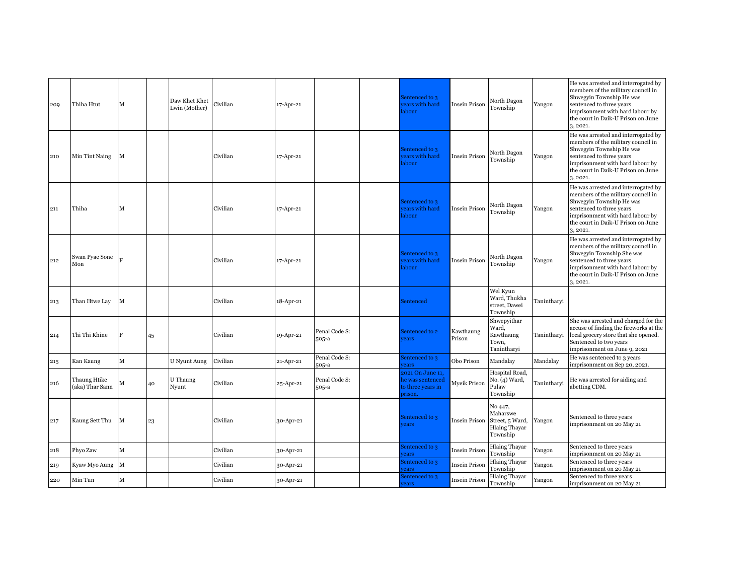| | | | | | | | | | | | | | |
|---|---|---|---|---|---|---|---|---|---|---|---|---|---|
| 209 | Thiha Htut | M | | Daw Khet Khet Lwin (Mother) | Civilian | 17-Apr-21 | | | Sentenced to 3 years with hard labour | Insein Prison | North Dagon Township | Yangon | He was arrested and interrogated by members of the military council in Shwegyin Township He was sentenced to three years imprisonment with hard labour by the court in Daik-U Prison on June 3, 2021. |
| 210 | Min Tint Naing | M | | | Civilian | 17-Apr-21 | | | Sentenced to 3 years with hard labour | Insein Prison | North Dagon Township | Yangon | He was arrested and interrogated by members of the military council in Shwegyin Township He was sentenced to three years imprisonment with hard labour by the court in Daik-U Prison on June 3, 2021. |
| 211 | Thiha | M | | | Civilian | 17-Apr-21 | | | Sentenced to 3 years with hard labour | Insein Prison | North Dagon Township | Yangon | He was arrested and interrogated by members of the military council in Shwegyin Township He was sentenced to three years imprisonment with hard labour by the court in Daik-U Prison on June 3, 2021. |
| 212 | Swan Pyae Sone Mon | F | | | Civilian | 17-Apr-21 | | | Sentenced to 3 years with hard labour | Insein Prison | North Dagon Township | Yangon | He was arrested and interrogated by members of the military council in Shwegyin Township She was sentenced to three years imprisonment with hard labour by the court in Daik-U Prison on June 3, 2021. |
| 213 | Than Htwe Lay | M | | | Civilian | 18-Apr-21 | | | Sentenced | | Wel Kyun Ward, Thukha street, Dawei Township | Tanintharyi | |
| 214 | Thi Thi Khine | F | 45 | | Civilian | 19-Apr-21 | Penal Code S: 505-a | | Sentenced to 2 years | Kawthaung Prison | Shwepyithar Ward, Kawthaung Town, Tanintharyi | Tanintharyi | She was arrested and charged for the accuse of finding the fireworks at the local grocery store that she opened. Sentenced to two years imprisonment on June 9, 2021 |
| 215 | Kan Kaung | M | | U Nyunt Aung | Civilian | 21-Apr-21 | Penal Code S: 505-a | | Sentenced to 3 years | Obo Prison | Mandalay | Mandalay | He was sentenced to 3 years imprisonment on Sep 20, 2021. |
| 216 | Thaung Htike (aka) Thar Sann | M | 40 | U Thaung Nyunt | Civilian | 25-Apr-21 | Penal Code S: 505-a | | 2021 On June 11, he was sentenced to three years in prison. | Myeik Prison | Hospital Road, No. (4) Ward, Pulaw Township | Tanintharyi | He was arrested for aiding and abetting CDM. |
| 217 | Kaung Sett Thu | M | 23 | | Civilian | 30-Apr-21 | | | Sentenced to 3 years | Insein Prison | No 447, Maharswe Street, 5 Ward, Hlaing Thayar Township | Yangon | Sentenced to three years imprisonment on 20 May 21 |
| 218 | Phyo Zaw | M | | | Civilian | 30-Apr-21 | | | Sentenced to 3 years | Insein Prison | Hlaing Thayar Township | Yangon | Sentenced to three years imprisonment on 20 May 21 |
| 219 | Kyaw Myo Aung | M | | | Civilian | 30-Apr-21 | | | Sentenced to 3 years | Insein Prison | Hlaing Thayar Township | Yangon | Sentenced to three years imprisonment on 20 May 21 |
| 220 | Min Tun | M | | | Civilian | 30-Apr-21 | | | Sentenced to 3 years | Insein Prison | Hlaing Thayar Township | Yangon | Sentenced to three years imprisonment on 20 May 21 |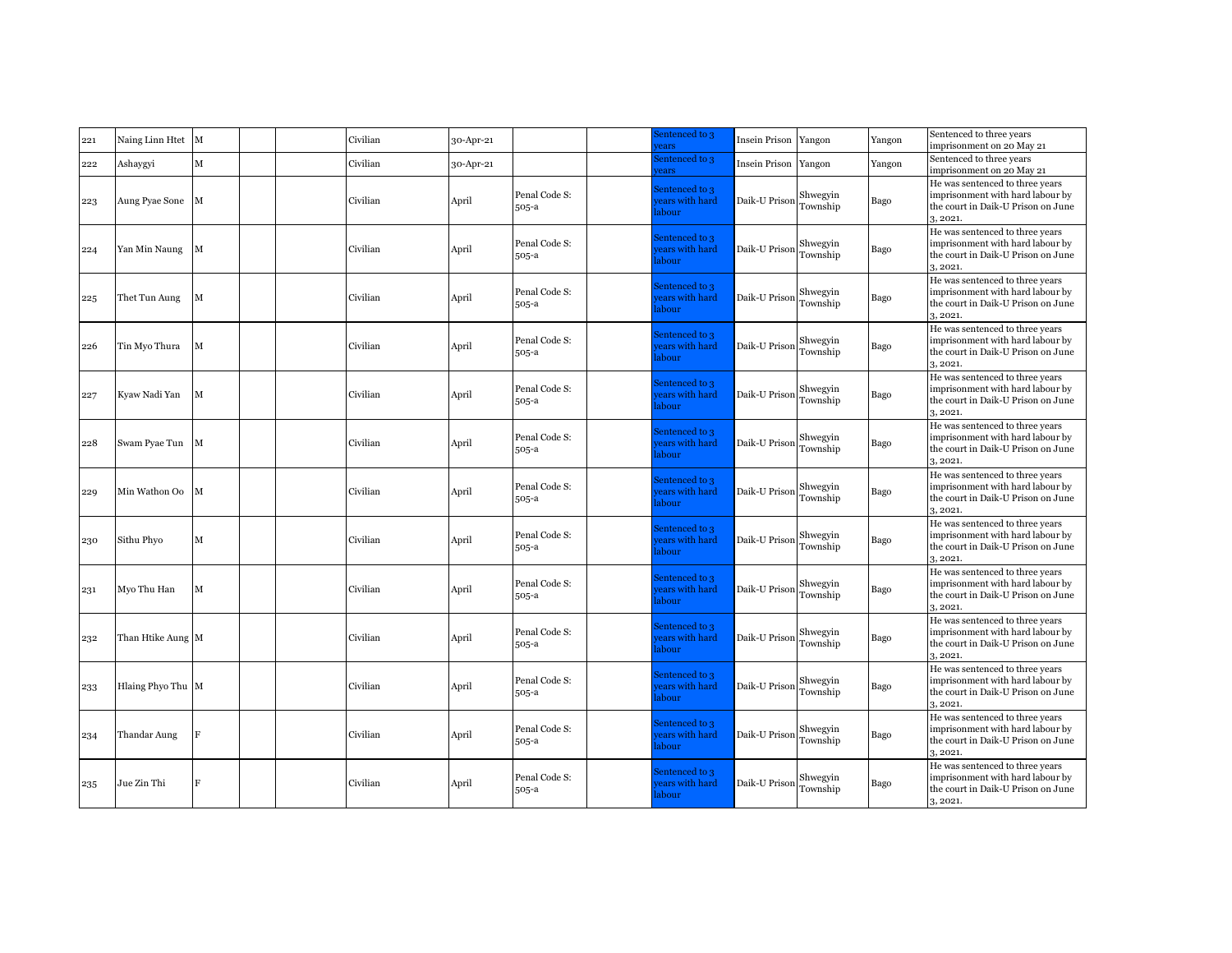| 221 | Naing Linn Htet | M | | | Civilian | 30-Apr-21 | | | Sentenced to 3 years | Insein Prison | Yangon | Yangon | Sentenced to three years imprisonment on 20 May 21 |
|---|---|---|---|---|---|---|---|---|---|---|---|---|---|
| 222 | Ashaygyi | M | | | Civilian | 30-Apr-21 | | | Sentenced to 3 years | Insein Prison | Yangon | Yangon | Sentenced to three years imprisonment on 20 May 21 |
| 223 | Aung Pyae Sone | M | | | Civilian | April | Penal Code S: 505-a | | Sentenced to 3 years with hard labour | Daik-U Prison | Shwegyin Township | Bago | He was sentenced to three years imprisonment with hard labour by the court in Daik-U Prison on June 3, 2021. |
| 224 | Yan Min Naung | M | | | Civilian | April | Penal Code S: 505-a | | Sentenced to 3 years with hard labour | Daik-U Prison | Shwegyin Township | Bago | He was sentenced to three years imprisonment with hard labour by the court in Daik-U Prison on June 3, 2021. |
| 225 | Thet Tun Aung | M | | | Civilian | April | Penal Code S: 505-a | | Sentenced to 3 years with hard labour | Daik-U Prison | Shwegyin Township | Bago | He was sentenced to three years imprisonment with hard labour by the court in Daik-U Prison on June 3, 2021. |
| 226 | Tin Myo Thura | M | | | Civilian | April | Penal Code S: 505-a | | Sentenced to 3 years with hard labour | Daik-U Prison | Shwegyin Township | Bago | He was sentenced to three years imprisonment with hard labour by the court in Daik-U Prison on June 3, 2021. |
| 227 | Kyaw Nadi Yan | M | | | Civilian | April | Penal Code S: 505-a | | Sentenced to 3 years with hard labour | Daik-U Prison | Shwegyin Township | Bago | He was sentenced to three years imprisonment with hard labour by the court in Daik-U Prison on June 3, 2021. |
| 228 | Swam Pyae Tun | M | | | Civilian | April | Penal Code S: 505-a | | Sentenced to 3 years with hard labour | Daik-U Prison | Shwegyin Township | Bago | He was sentenced to three years imprisonment with hard labour by the court in Daik-U Prison on June 3, 2021. |
| 229 | Min Wathon Oo | M | | | Civilian | April | Penal Code S: 505-a | | Sentenced to 3 years with hard labour | Daik-U Prison | Shwegyin Township | Bago | He was sentenced to three years imprisonment with hard labour by the court in Daik-U Prison on June 3, 2021. |
| 230 | Sithu Phyo | M | | | Civilian | April | Penal Code S: 505-a | | Sentenced to 3 years with hard labour | Daik-U Prison | Shwegyin Township | Bago | He was sentenced to three years imprisonment with hard labour by the court in Daik-U Prison on June 3, 2021. |
| 231 | Myo Thu Han | M | | | Civilian | April | Penal Code S: 505-a | | Sentenced to 3 years with hard labour | Daik-U Prison | Shwegyin Township | Bago | He was sentenced to three years imprisonment with hard labour by the court in Daik-U Prison on June 3, 2021. |
| 232 | Than Htike Aung | M | | | Civilian | April | Penal Code S: 505-a | | Sentenced to 3 years with hard labour | Daik-U Prison | Shwegyin Township | Bago | He was sentenced to three years imprisonment with hard labour by the court in Daik-U Prison on June 3, 2021. |
| 233 | Hlaing Phyo Thu | M | | | Civilian | April | Penal Code S: 505-a | | Sentenced to 3 years with hard labour | Daik-U Prison | Shwegyin Township | Bago | He was sentenced to three years imprisonment with hard labour by the court in Daik-U Prison on June 3, 2021. |
| 234 | Thandar Aung | F | | | Civilian | April | Penal Code S: 505-a | | Sentenced to 3 years with hard labour | Daik-U Prison | Shwegyin Township | Bago | He was sentenced to three years imprisonment with hard labour by the court in Daik-U Prison on June 3, 2021. |
| 235 | Jue Zin Thi | F | | | Civilian | April | Penal Code S: 505-a | | Sentenced to 3 years with hard labour | Daik-U Prison | Shwegyin Township | Bago | He was sentenced to three years imprisonment with hard labour by the court in Daik-U Prison on June 3, 2021. |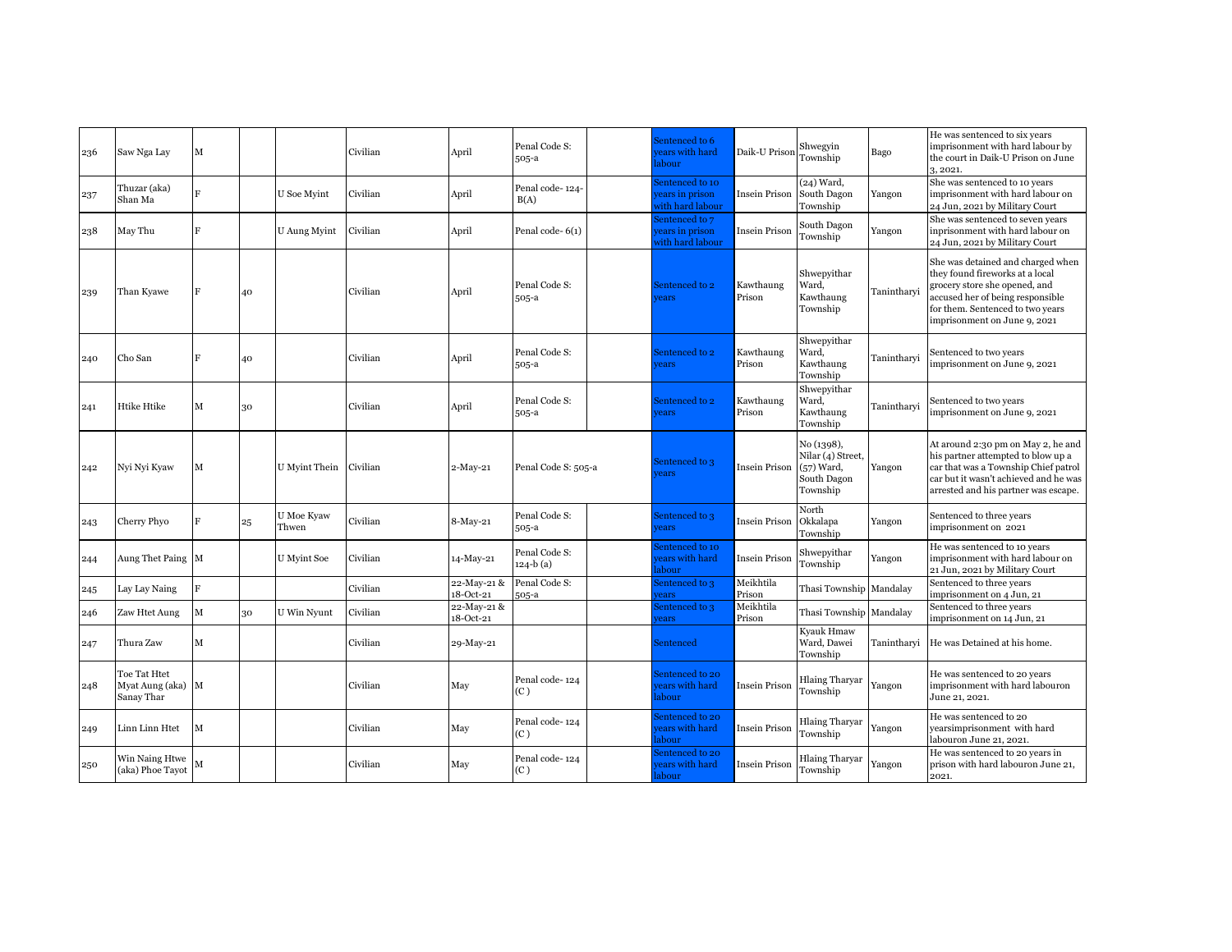| | | | | | | | | | | | | | |
|---|---|---|---|---|---|---|---|---|---|---|---|---|---|
| 236 | Saw Nga Lay | M | | | Civilian | April | Penal Code S: 505-a | | Sentenced to 6 years with hard labour | Daik-U Prison | Shwegyin Township | Bago | He was sentenced to six years imprisonment with hard labour by the court in Daik-U Prison on June 3, 2021. |
| 237 | Thuzar (aka) Shan Ma | F | | U Soe Myint | Civilian | April | Penal code- 124-B(A) | | Sentenced to 10 years in prison with hard labour | Insein Prison | (24) Ward, South Dagon Township | Yangon | She was sentenced to 10 years imprisonment with hard labour on 24 Jun, 2021 by Military Court |
| 238 | May Thu | F | | U Aung Myint | Civilian | April | Penal code- 6(1) | | Sentenced to 7 years in prison with hard labour | Insein Prison | South Dagon Township | Yangon | She was sentenced to seven years inprisonment with hard labour on 24 Jun, 2021 by Military Court |
| 239 | Than Kyawe | F | 40 | | Civilian | April | Penal Code S: 505-a | | Sentenced to 2 years | Kawthaung Prison | Shwepyithar Ward, Kawthaung Township | Tanintharyi | She was detained and charged when they found fireworks at a local grocery store she opened, and accused her of being responsible for them. Sentenced to two years imprisonment on June 9, 2021 |
| 240 | Cho San | F | 40 | | Civilian | April | Penal Code S: 505-a | | Sentenced to 2 years | Kawthaung Prison | Shwepyithar Ward, Kawthaung Township | Tanintharyi | Sentenced to two years imprisonment on June 9, 2021 |
| 241 | Htike Htike | M | 30 | | Civilian | April | Penal Code S: 505-a | | Sentenced to 2 years | Kawthaung Prison | Shwepyithar Ward, Kawthaung Township | Tanintharyi | Sentenced to two years imprisonment on June 9, 2021 |
| 242 | Nyi Nyi Kyaw | M | | U Myint Thein | Civilian | 2-May-21 | Penal Code S: 505-a | | Sentenced to 3 years | Insein Prison | No (1398), Nilar (4) Street, (57) Ward, South Dagon Township | Yangon | At around 2:30 pm on May 2, he and his partner attempted to blow up a car that was a Township Chief patrol car but it wasn't achieved and he was arrested and his partner was escape. |
| 243 | Cherry Phyo | F | 25 | U Moe Kyaw Thwen | Civilian | 8-May-21 | Penal Code S: 505-a | | Sentenced to 3 years | Insein Prison | North Okkalapa Township | Yangon | Sentenced to three years imprisonment on 2021 |
| 244 | Aung Thet Paing | M | | U Myint Soe | Civilian | 14-May-21 | Penal Code S: 124-b (a) | | Sentenced to 10 years with hard labour | Insein Prison | Shwepyithar Township | Yangon | He was sentenced to 10 years imprisonment with hard labour on 21 Jun, 2021 by Military Court |
| 245 | Lay Lay Naing | F | | | Civilian | 22-May-21 & 18-Oct-21 | Penal Code S: 505-a | | Sentenced to 3 years | Meikhtila Prison | Thasi Township | Mandalay | Sentenced to three years imprisonment on 4 Jun, 21 |
| 246 | Zaw Htet Aung | M | 30 | U Win Nyunt | Civilian | 22-May-21 & 18-Oct-21 | | | Sentenced to 3 years | Meikhtila Prison | Thasi Township | Mandalay | Sentenced to three years imprisonment on 14 Jun, 21 |
| 247 | Thura Zaw | M | | | Civilian | 29-May-21 | | | Sentenced | | Kyauk Hmaw Ward, Dawei Township | Tanintharyi | He was Detained at his home. |
| 248 | Toe Tat Htet Myat Aung (aka) Sanay Thar | M | | | Civilian | May | Penal code- 124 (C) | | Sentenced to 20 years with hard labour | Insein Prison | Hlaing Tharyar Township | Yangon | He was sentenced to 20 years imprisonment with hard labouron June 21, 2021. |
| 249 | Linn Linn Htet | M | | | Civilian | May | Penal code- 124 (C) | | Sentenced to 20 years with hard labour | Insein Prison | Hlaing Tharyar Township | Yangon | He was sentenced to 20 yearsimprisonment with hard labouron June 21, 2021. |
| 250 | Win Naing Htwe (aka) Phoe Tayot | M | | | Civilian | May | Penal code- 124 (C) | | Sentenced to 20 years with hard labour | Insein Prison | Hlaing Tharyar Township | Yangon | He was sentenced to 20 years in prison with hard labouron June 21, 2021. |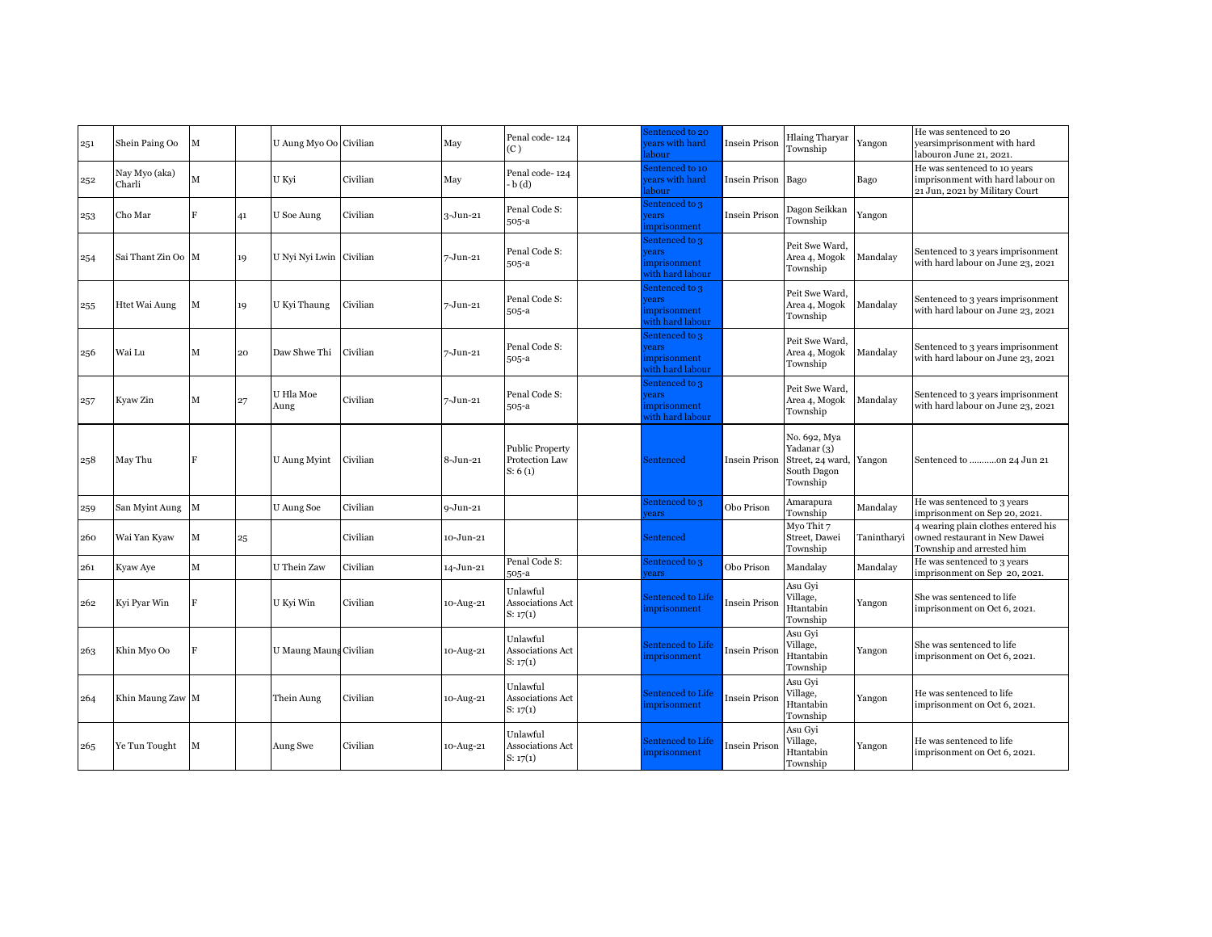| | | | | | | | | | | | | | |
|---|---|---|---|---|---|---|---|---|---|---|---|---|---|
| 251 | Shein Paing Oo | M | | U Aung Myo Oo | Civilian | May | Penal code- 124 (C ) | | Sentenced to 20 years with hard labour | Insein Prison | Hlaing Tharyar Township | Yangon | He was sentenced to 20 yearsimprisonment with hard labouron June 21, 2021. |
| 252 | Nay Myo (aka) Charli | M | | U Kyi | Civilian | May | Penal code- 124 - b (d) | | Sentenced to 10 years with hard labour | Insein Prison | Bago | Bago | He was sentenced to 10 years imprisonment with hard labour on 21 Jun, 2021 by Military Court |
| 253 | Cho Mar | F | 41 | U Soe Aung | Civilian | 3-Jun-21 | Penal Code S: 505-a | | Sentenced to 3 years imprisonment | Insein Prison | Dagon Seikkan Township | Yangon | |
| 254 | Sai Thant Zin Oo | M | 19 | U Nyi Nyi Lwin | Civilian | 7-Jun-21 | Penal Code S: 505-a | | Sentenced to 3 years imprisonment with hard labour | | Peit Swe Ward, Area 4, Mogok Township | Mandalay | Sentenced to 3 years imprisonment with hard labour on June 23, 2021 |
| 255 | Htet Wai Aung | M | 19 | U Kyi Thaung | Civilian | 7-Jun-21 | Penal Code S: 505-a | | Sentenced to 3 years imprisonment with hard labour | | Peit Swe Ward, Area 4, Mogok Township | Mandalay | Sentenced to 3 years imprisonment with hard labour on June 23, 2021 |
| 256 | Wai Lu | M | 20 | Daw Shwe Thi | Civilian | 7-Jun-21 | Penal Code S: 505-a | | Sentenced to 3 years imprisonment with hard labour | | Peit Swe Ward, Area 4, Mogok Township | Mandalay | Sentenced to 3 years imprisonment with hard labour on June 23, 2021 |
| 257 | Kyaw Zin | M | 27 | U Hla Moe Aung | Civilian | 7-Jun-21 | Penal Code S: 505-a | | Sentenced to 3 years imprisonment with hard labour | | Peit Swe Ward, Area 4, Mogok Township | Mandalay | Sentenced to 3 years imprisonment with hard labour on June 23, 2021 |
| 258 | May Thu | F | | U Aung Myint | Civilian | 8-Jun-21 | Public Property Protection Law S: 6 (1) | | Sentenced | Insein Prison | No. 692, Mya Yadanar (3) Street, 24 ward, South Dagon Township | Yangon | Sentenced to ...........on 24 Jun 21 |
| 259 | San Myint Aung | M | | U Aung Soe | Civilian | 9-Jun-21 | | | Sentenced to 3 years | Obo Prison | Amarapura Township | Mandalay | He was sentenced to 3 years imprisonment on Sep 20, 2021. |
| 260 | Wai Yan Kyaw | M | 25 | | Civilian | 10-Jun-21 | | | Sentenced | | Myo Thit 7 Street, Dawei Township | Tanintharyi | 4 wearing plain clothes entered his owned restaurant in New Dawei Township and arrested him |
| 261 | Kyaw Aye | M | | U Thein Zaw | Civilian | 14-Jun-21 | Penal Code S: 505-a | | Sentenced to 3 years | Obo Prison | Mandalay | Mandalay | He was sentenced to 3 years imprisonment on Sep 20, 2021. |
| 262 | Kyi Pyar Win | F | | U Kyi Win | Civilian | 10-Aug-21 | Unlawful Associations Act S: 17(1) | | Sentenced to Life imprisonment | Insein Prison | Asu Gyi Village, Htantabin Township | Yangon | She was sentenced to life imprisonment on Oct 6, 2021. |
| 263 | Khin Myo Oo | F | | U Maung Maung | Civilian | 10-Aug-21 | Unlawful Associations Act S: 17(1) | | Sentenced to Life imprisonment | Insein Prison | Asu Gyi Village, Htantabin Township | Yangon | She was sentenced to life imprisonment on Oct 6, 2021. |
| 264 | Khin Maung Zaw | M | | Thein Aung | Civilian | 10-Aug-21 | Unlawful Associations Act S: 17(1) | | Sentenced to Life imprisonment | Insein Prison | Asu Gyi Village, Htantabin Township | Yangon | He was sentenced to life imprisonment on Oct 6, 2021. |
| 265 | Ye Tun Tought | M | | Aung Swe | Civilian | 10-Aug-21 | Unlawful Associations Act S: 17(1) | | Sentenced to Life imprisonment | Insein Prison | Asu Gyi Village, Htantabin Township | Yangon | He was sentenced to life imprisonment on Oct 6, 2021. |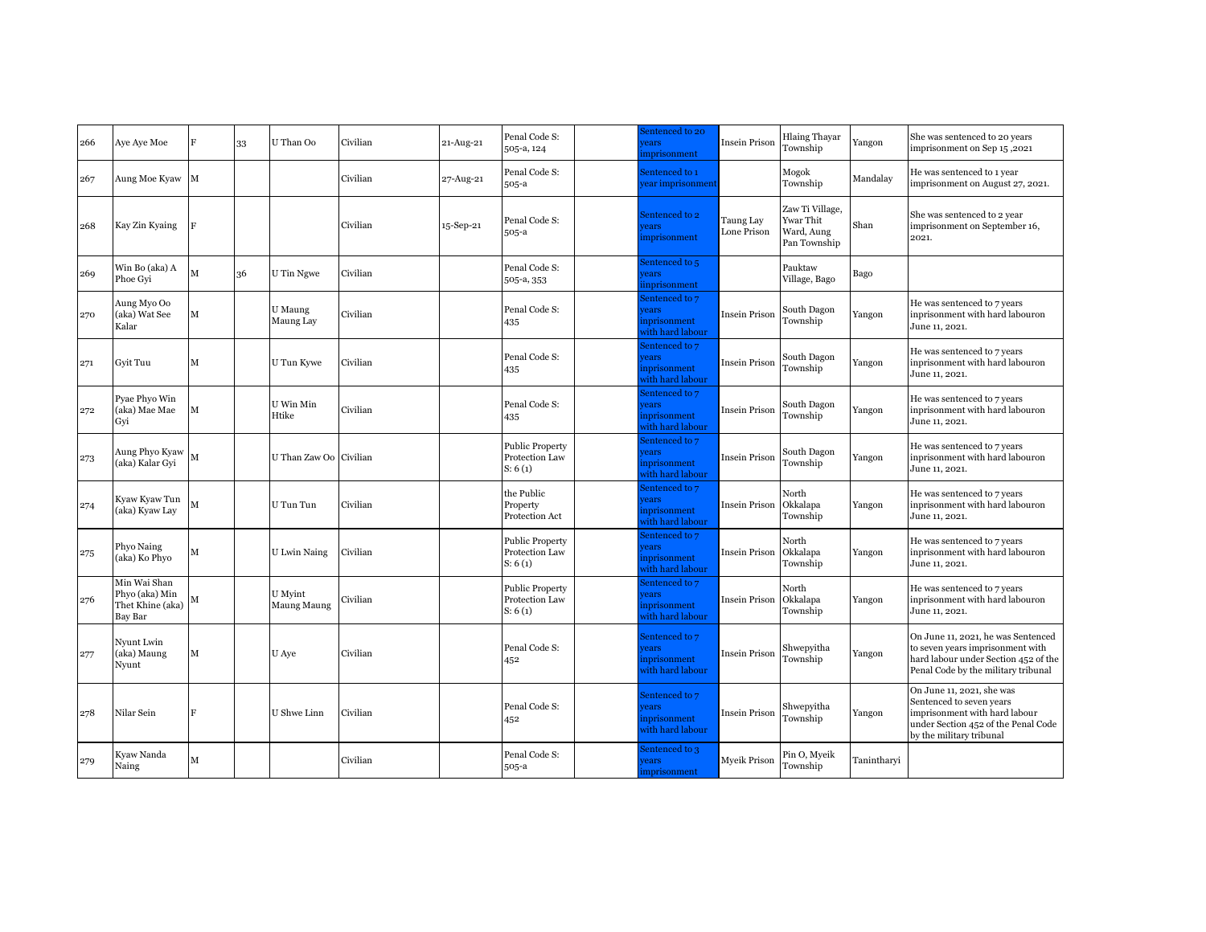| 266 | Aye Aye Moe | F | 33 | U Than Oo | Civilian | 21-Aug-21 | Penal Code S: 505-a, 124 | | Sentenced to 20 years imprisonment | Insein Prison | Hlaing Thayar Township | Yangon | She was sentenced to 20 years imprisonment on Sep 15 ,2021 |
|---|---|---|---|---|---|---|---|---|---|---|---|---|---|
| 267 | Aung Moe Kyaw | M | | | Civilian | 27-Aug-21 | Penal Code S: 505-a | | Sentenced to 1 year imprisonment | | Mogok Township | Mandalay | He was sentenced to 1 year imprisonment on August 27, 2021. |
| 268 | Kay Zin Kyaing | F | | | Civilian | 15-Sep-21 | Penal Code S: 505-a | | Sentenced to 2 years imprisonment | Taung Lay Lone Prison | Zaw Ti Village, Ywar Thit Ward, Aung Pan Township | Shan | She was sentenced to 2 year imprisonment on September 16, 2021. |
| 269 | Win Bo (aka) A Phoe Gyi | M | 36 | U Tin Ngwe | Civilian | | Penal Code S: 505-a, 353 | | Sentenced to 5 years iinprisonment | | Pauktaw Village, Bago | Bago | |
| 270 | Aung Myo Oo (aka) Wat See Kalar | M | | U Maung Maung Lay | Civilian | | Penal Code S: 435 | | Sentenced to 7 years inprisonment with hard labour | Insein Prison | South Dagon Township | Yangon | He was sentenced to 7 years inprisonment with hard labouron June 11, 2021. |
| 271 | Gyit Tuu | M | | U Tun Kywe | Civilian | | Penal Code S: 435 | | Sentenced to 7 years inprisonment with hard labour | Insein Prison | South Dagon Township | Yangon | He was sentenced to 7 years inprisonment with hard labouron June 11, 2021. |
| 272 | Pyae Phyo Win (aka) Mae Mae Gyi | M | | U Win Min Htike | Civilian | | Penal Code S: 435 | | Sentenced to 7 years inprisonment with hard labour | Insein Prison | South Dagon Township | Yangon | He was sentenced to 7 years inprisonment with hard labouron June 11, 2021. |
| 273 | Aung Phyo Kyaw (aka) Kalar Gyi | M | | U Than Zaw Oo | Civilian | | Public Property Protection Law S: 6 (1) | | Sentenced to 7 years inprisonment with hard labour | Insein Prison | South Dagon Township | Yangon | He was sentenced to 7 years inprisonment with hard labouron June 11, 2021. |
| 274 | Kyaw Kyaw Tun (aka) Kyaw Lay | M | | U Tun Tun | Civilian | | the Public Property Protection Act | | Sentenced to 7 years inprisonment with hard labour | Insein Prison | North Okkalapa Township | Yangon | He was sentenced to 7 years inprisonment with hard labouron June 11, 2021. |
| 275 | Phyo Naing (aka) Ko Phyo | M | | U Lwin Naing | Civilian | | Public Property Protection Law S: 6 (1) | | Sentenced to 7 years inprisonment with hard labour | Insein Prison | North Okkalapa Township | Yangon | He was sentenced to 7 years inprisonment with hard labouron June 11, 2021. |
| 276 | Min Wai Shan Phyo (aka) Min Thet Khine (aka) Bay Bar | M | | U Myint Maung Maung | Civilian | | Public Property Protection Law S: 6 (1) | | Sentenced to 7 years inprisonment with hard labour | Insein Prison | North Okkalapa Township | Yangon | He was sentenced to 7 years inprisonment with hard labouron June 11, 2021. |
| 277 | Nyunt Lwin (aka) Maung Nyunt | M | | U Aye | Civilian | | Penal Code S: 452 | | Sentenced to 7 years inprisonment with hard labour | Insein Prison | Shwepyitha Township | Yangon | On June 11, 2021, he was Sentenced to seven years imprisonment with hard labour under Section 452 of the Penal Code by the military tribunal |
| 278 | Nilar Sein | F | | U Shwe Linn | Civilian | | Penal Code S: 452 | | Sentenced to 7 years inprisonment with hard labour | Insein Prison | Shwepyitha Township | Yangon | On June 11, 2021, she was Sentenced to seven years imprisonment with hard labour under Section 452 of the Penal Code by the military tribunal |
| 279 | Kyaw Nanda Naing | M | | | Civilian | | Penal Code S: 505-a | | Sentenced to 3 years imprisonment | Myeik Prison | Pin O, Myeik Township | Tanintharyi | |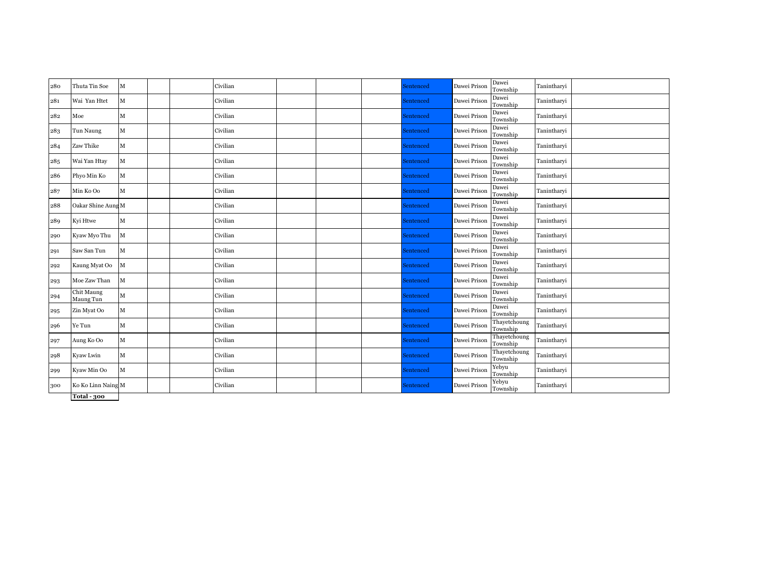| | | | | | | | | | | | | | |
|---|---|---|---|---|---|---|---|---|---|---|---|---|---|
| 280 | Thuta Tin Soe | M | | | Civilian | | | | Sentenced | Dawei Prison | Dawei Township | Tanintharyi | |
| 281 | Wai Yan Htet | M | | | Civilian | | | | Sentenced | Dawei Prison | Dawei Township | Tanintharyi | |
| 282 | Moe | M | | | Civilian | | | | Sentenced | Dawei Prison | Dawei Township | Tanintharyi | |
| 283 | Tun Naung | M | | | Civilian | | | | Sentenced | Dawei Prison | Dawei Township | Tanintharyi | |
| 284 | Zaw Thike | M | | | Civilian | | | | Sentenced | Dawei Prison | Dawei Township | Tanintharyi | |
| 285 | Wai Yan Htay | M | | | Civilian | | | | Sentenced | Dawei Prison | Dawei Township | Tanintharyi | |
| 286 | Phyo Min Ko | M | | | Civilian | | | | Sentenced | Dawei Prison | Dawei Township | Tanintharyi | |
| 287 | Min Ko Oo | M | | | Civilian | | | | Sentenced | Dawei Prison | Dawei Township | Tanintharyi | |
| 288 | Oakar Shine Aung | M | | | Civilian | | | | Sentenced | Dawei Prison | Dawei Township | Tanintharyi | |
| 289 | Kyi Htwe | M | | | Civilian | | | | Sentenced | Dawei Prison | Dawei Township | Tanintharyi | |
| 290 | Kyaw Myo Thu | M | | | Civilian | | | | Sentenced | Dawei Prison | Dawei Township | Tanintharyi | |
| 291 | Saw San Tun | M | | | Civilian | | | | Sentenced | Dawei Prison | Dawei Township | Tanintharyi | |
| 292 | Kaung Myat Oo | M | | | Civilian | | | | Sentenced | Dawei Prison | Dawei Township | Tanintharyi | |
| 293 | Moe Zaw Than | M | | | Civilian | | | | Sentenced | Dawei Prison | Dawei Township | Tanintharyi | |
| 294 | Chit Maung Maung Tun | M | | | Civilian | | | | Sentenced | Dawei Prison | Dawei Township | Tanintharyi | |
| 295 | Zin Myat Oo | M | | | Civilian | | | | Sentenced | Dawei Prison | Dawei Township | Tanintharyi | |
| 296 | Ye Tun | M | | | Civilian | | | | Sentenced | Dawei Prison | Thayetchoung Township | Tanintharyi | |
| 297 | Aung Ko Oo | M | | | Civilian | | | | Sentenced | Dawei Prison | Thayetchoung Township | Tanintharyi | |
| 298 | Kyaw Lwin | M | | | Civilian | | | | Sentenced | Dawei Prison | Thayetchoung Township | Tanintharyi | |
| 299 | Kyaw Min Oo | M | | | Civilian | | | | Sentenced | Dawei Prison | Yebyu Township | Tanintharyi | |
| 300 | Ko Ko Linn Naing | M | | | Civilian | | | | Sentenced | Dawei Prison | Yebyu Township | Tanintharyi | |

**Total - 300**